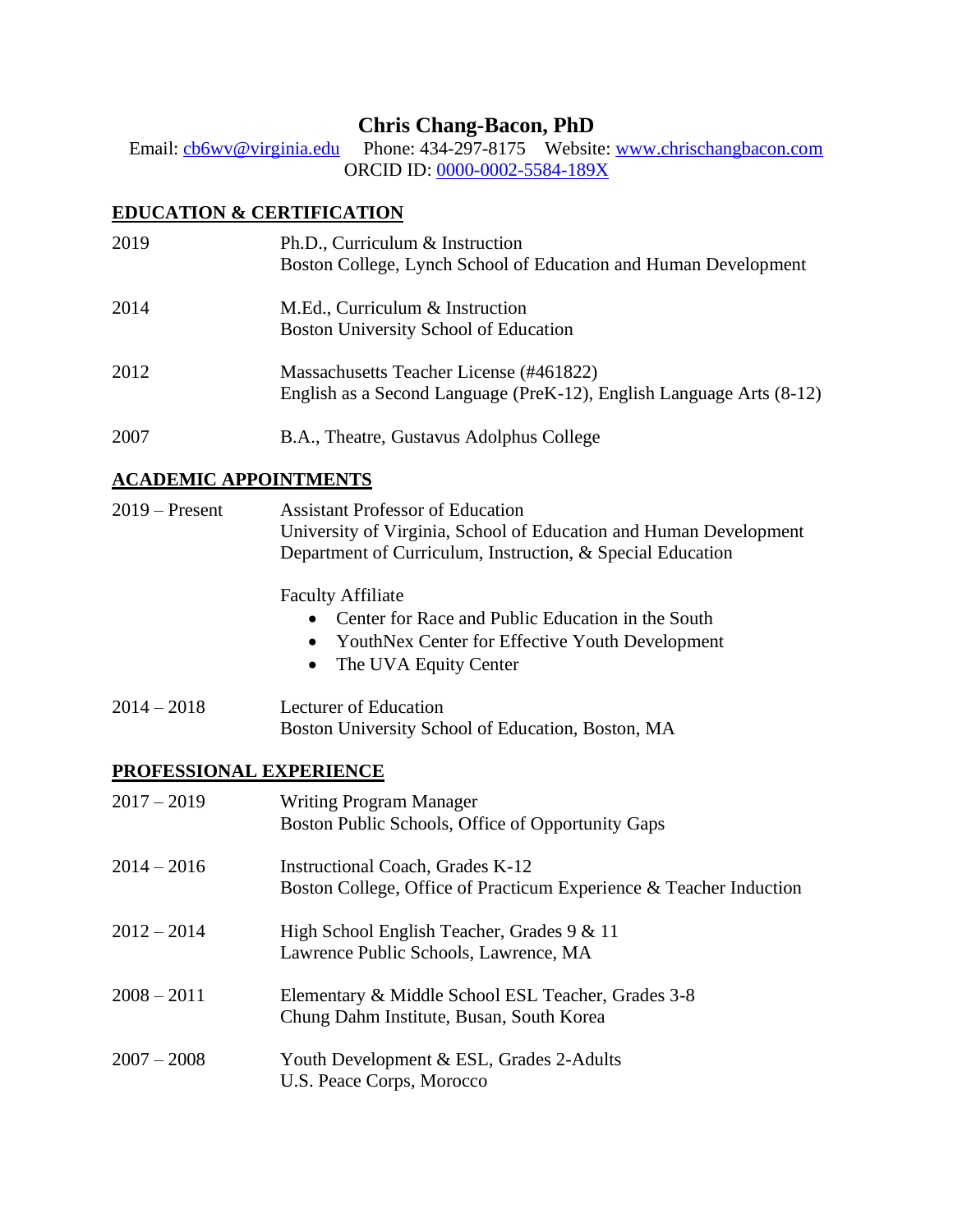# Chris Chang-Bacon, PhD

Email: [cb6wv@virginia.edu](mailto:cb6wv@virginia.edu) Phone: 434-297-8175 Website: [www.chrischangbacon.com](http://www.chrischangbacon.com)
ORCID ID: [0000-0002-5584-189X](https://orcid.org/0000-0002-5584-189X)

## EDUCATION & CERTIFICATION

2019 Ph.D., Curriculum & Instruction
Boston College, Lynch School of Education and Human Development

2014 M.Ed., Curriculum & Instruction
Boston University School of Education

2012 Massachusetts Teacher License (#461822)
English as a Second Language (PreK-12), English Language Arts (8-12)

2007 B.A., Theatre, Gustavus Adolphus College

## ACADEMIC APPOINTMENTS

2019 – Present Assistant Professor of Education
University of Virginia, School of Education and Human Development
Department of Curriculum, Instruction, & Special Education

Faculty Affiliate

- Center for Race and Public Education in the South
- YouthNex Center for Effective Youth Development
- The UVA Equity Center

2014 – 2018 Lecturer of Education
Boston University School of Education, Boston, MA

## PROFESSIONAL EXPERIENCE

2017 – 2019 Writing Program Manager
Boston Public Schools, Office of Opportunity Gaps

2014 – 2016 Instructional Coach, Grades K-12
Boston College, Office of Practicum Experience & Teacher Induction

2012 – 2014 High School English Teacher, Grades 9 & 11
Lawrence Public Schools, Lawrence, MA

2008 – 2011 Elementary & Middle School ESL Teacher, Grades 3-8
Chung Dahm Institute, Busan, South Korea

2007 – 2008 Youth Development & ESL, Grades 2-Adults
U.S. Peace Corps, Morocco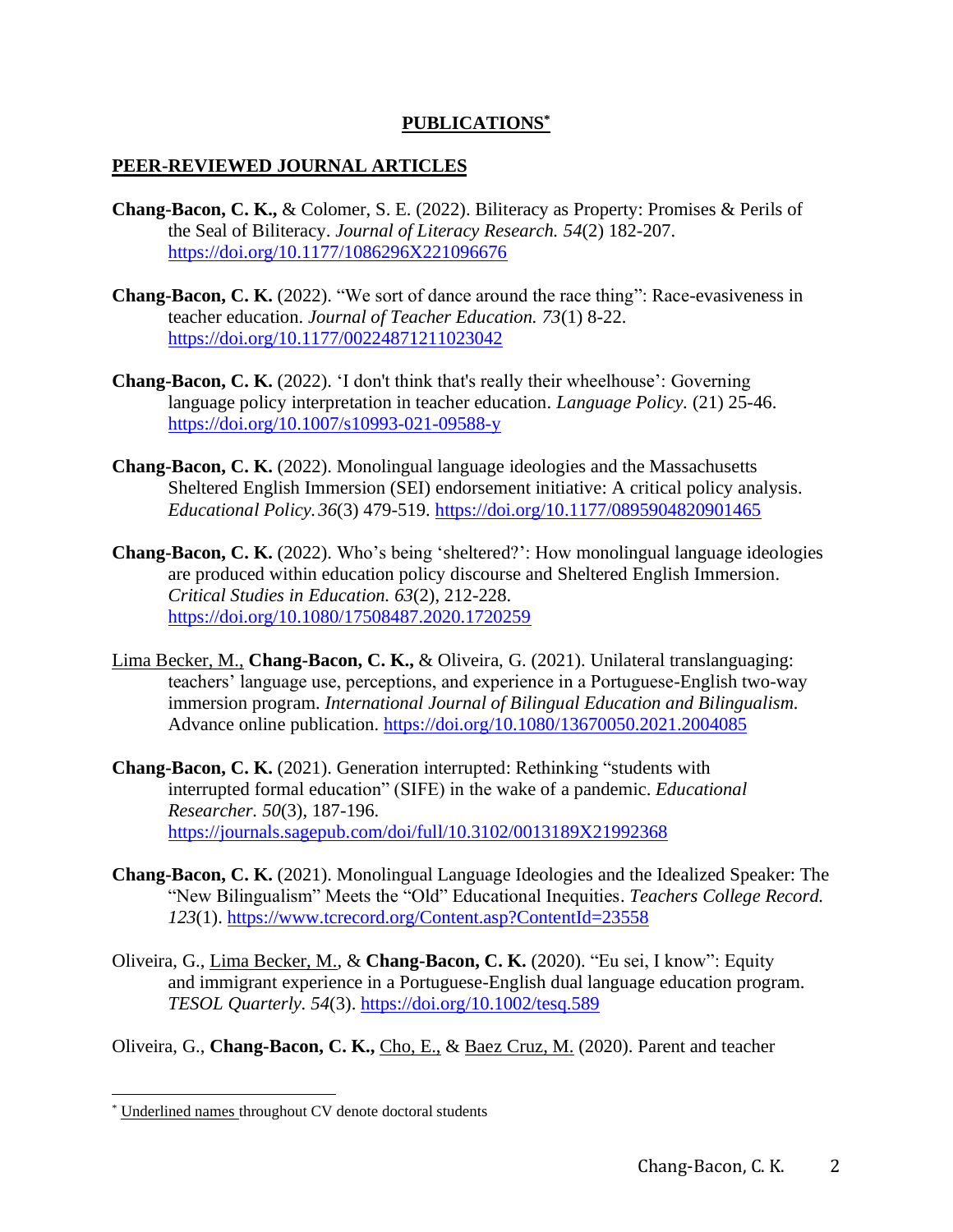# PUBLICATIONS[*]

## PEER-REVIEWED JOURNAL ARTICLES

**Chang-Bacon, C. K.,** & Colomer, S. E. (2022). Biliteracy as Property: Promises & Perils of the Seal of Biliteracy. *Journal of Literacy Research. 54*(2) 182-207. https://doi.org/10.1177/1086296X221096676

**Chang-Bacon, C. K.** (2022). "We sort of dance around the race thing": Race-evasiveness in teacher education. *Journal of Teacher Education. 73*(1) 8-22. https://doi.org/10.1177/00224871211023042

**Chang-Bacon, C. K.** (2022). 'I don't think that's really their wheelhouse': Governing language policy interpretation in teacher education. *Language Policy.* (21) 25-46. https://doi.org/10.1007/s10993-021-09588-y

**Chang-Bacon, C. K.** (2022). Monolingual language ideologies and the Massachusetts Sheltered English Immersion (SEI) endorsement initiative: A critical policy analysis. *Educational Policy. 36*(3) 479-519. https://doi.org/10.1177/0895904820901465

**Chang-Bacon, C. K.** (2022). Who's being 'sheltered?': How monolingual language ideologies are produced within education policy discourse and Sheltered English Immersion. *Critical Studies in Education. 63*(2), 212-228. https://doi.org/10.1080/17508487.2020.1720259

<u>Lima Becker, M.,</u> **Chang-Bacon, C. K.,** & Oliveira, G. (2021). Unilateral translanguaging: teachers' language use, perceptions, and experience in a Portuguese-English two-way immersion program. *International Journal of Bilingual Education and Bilingualism.* Advance online publication. https://doi.org/10.1080/13670050.2021.2004085

**Chang-Bacon, C. K.** (2021). Generation interrupted: Rethinking "students with interrupted formal education" (SIFE) in the wake of a pandemic. *Educational Researcher. 50*(3), 187-196. https://journals.sagepub.com/doi/full/10.3102/0013189X21992368

**Chang-Bacon, C. K.** (2021). Monolingual Language Ideologies and the Idealized Speaker: The "New Bilingualism" Meets the "Old" Educational Inequities. *Teachers College Record. 123*(1). https://www.tcrecord.org/Content.asp?ContentId=23558

Oliveira, G., <u>Lima Becker, M.</u>, & **Chang-Bacon, C. K.** (2020). "Eu sei, I know": Equity and immigrant experience in a Portuguese-English dual language education program. *TESOL Quarterly. 54*(3). https://doi.org/10.1002/tesq.589

Oliveira, G., **Chang-Bacon, C. K.,** <u>Cho, E.,</u> & <u>Baez Cruz, M.</u> (2020). Parent and teacher

[*] <u>Underlined names</u> throughout CV denote doctoral students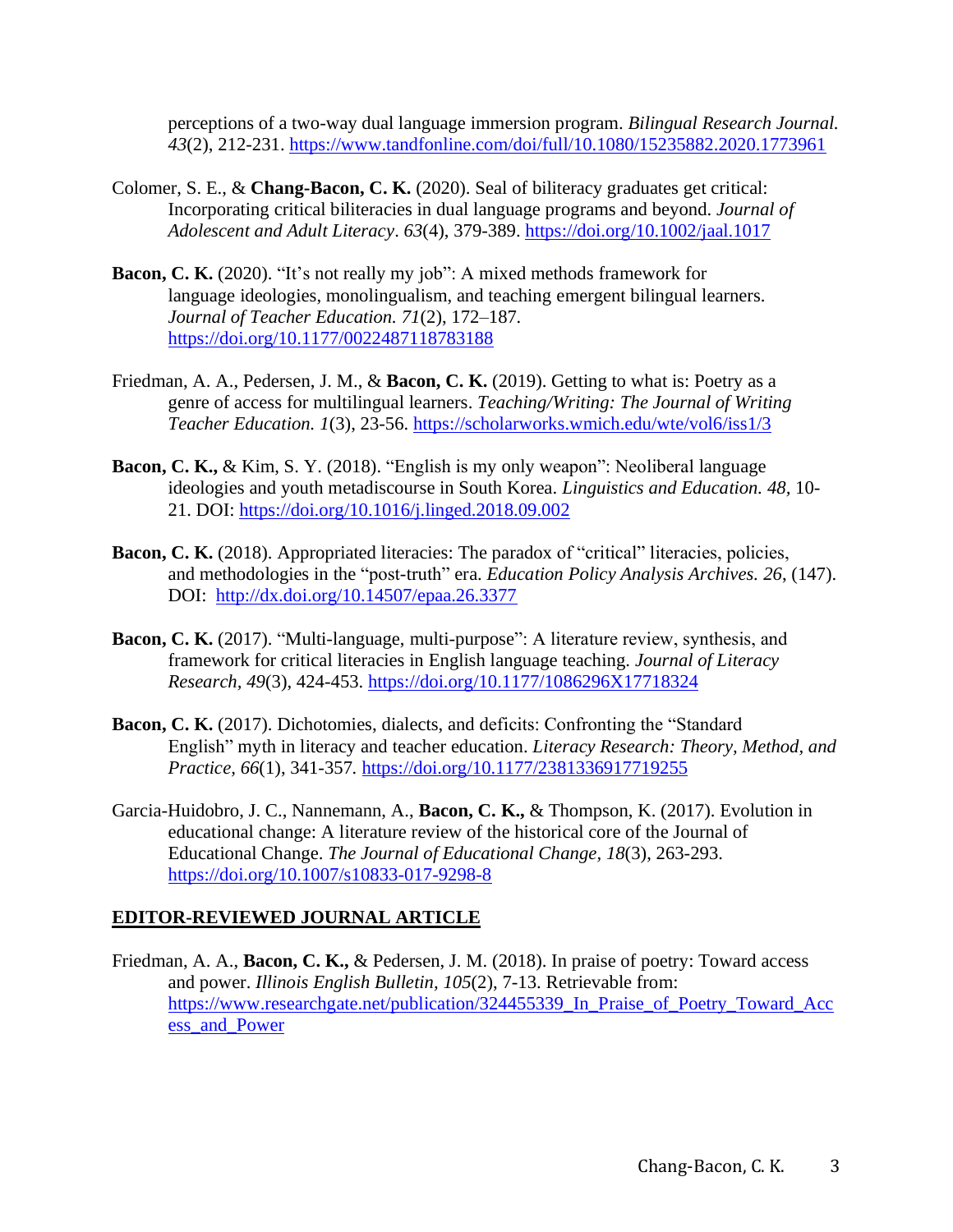perceptions of a two-way dual language immersion program. *Bilingual Research Journal. 43*(2), 212-231. https://www.tandfonline.com/doi/full/10.1080/15235882.2020.1773961

Colomer, S. E., & **Chang-Bacon, C. K.** (2020). Seal of biliteracy graduates get critical: Incorporating critical biliteracies in dual language programs and beyond. *Journal of Adolescent and Adult Literacy*. *63*(4), 379-389. https://doi.org/10.1002/jaal.1017

**Bacon, C. K.** (2020). "It's not really my job": A mixed methods framework for language ideologies, monolingualism, and teaching emergent bilingual learners. *Journal of Teacher Education. 71*(2), 172–187. https://doi.org/10.1177/0022487118783188

Friedman, A. A., Pedersen, J. M., & **Bacon, C. K.** (2019). Getting to what is: Poetry as a genre of access for multilingual learners. *Teaching/Writing: The Journal of Writing Teacher Education. 1*(3), 23-56. https://scholarworks.wmich.edu/wte/vol6/iss1/3

**Bacon, C. K.,** & Kim, S. Y. (2018). "English is my only weapon": Neoliberal language ideologies and youth metadiscourse in South Korea. *Linguistics and Education. 48*, 10-21. DOI: https://doi.org/10.1016/j.linged.2018.09.002

**Bacon, C. K.** (2018). Appropriated literacies: The paradox of "critical" literacies, policies, and methodologies in the "post-truth" era. *Education Policy Analysis Archives. 26*, (147). DOI: http://dx.doi.org/10.14507/epaa.26.3377

**Bacon, C. K.** (2017). "Multi-language, multi-purpose": A literature review, synthesis, and framework for critical literacies in English language teaching. *Journal of Literacy Research, 49*(3), 424-453. https://doi.org/10.1177/1086296X17718324

**Bacon, C. K.** (2017). Dichotomies, dialects, and deficits: Confronting the "Standard English" myth in literacy and teacher education. *Literacy Research: Theory, Method, and Practice, 66*(1), 341-357. https://doi.org/10.1177/2381336917719255

Garcia-Huidobro, J. C., Nannemann, A., **Bacon, C. K.,** & Thompson, K. (2017). Evolution in educational change: A literature review of the historical core of the Journal of Educational Change. *The Journal of Educational Change, 18*(3), 263-293. https://doi.org/10.1007/s10833-017-9298-8

## EDITOR-REVIEWED JOURNAL ARTICLE

Friedman, A. A., **Bacon, C. K.,** & Pedersen, J. M. (2018). In praise of poetry: Toward access and power. *Illinois English Bulletin, 105*(2), 7-13. Retrievable from: https://www.researchgate.net/publication/324455339_In_Praise_of_Poetry_Toward_Access_and_Power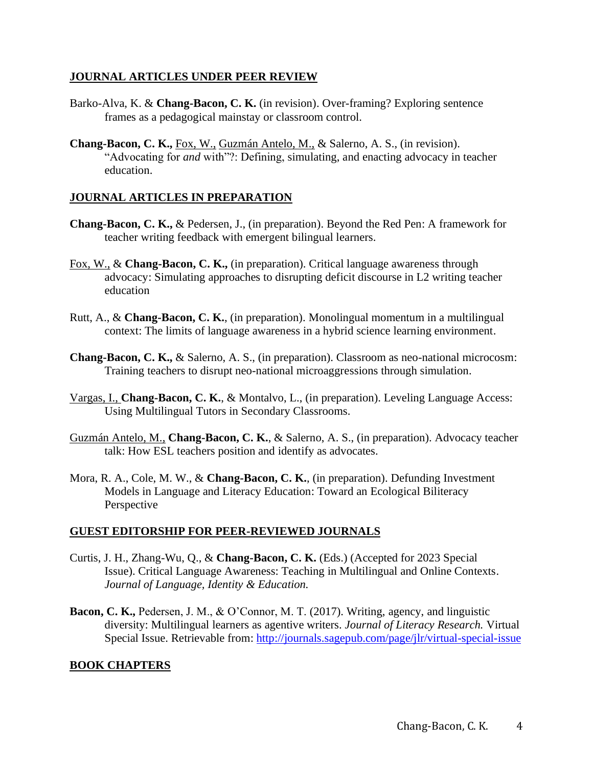## JOURNAL ARTICLES UNDER PEER REVIEW

Barko-Alva, K. & **Chang-Bacon, C. K.** (in revision). Over-framing? Exploring sentence frames as a pedagogical mainstay or classroom control.

**Chang-Bacon, C. K.,** Fox, W., Guzmán Antelo, M., & Salerno, A. S., (in revision). "Advocating for *and* with"?: Defining, simulating, and enacting advocacy in teacher education.

## JOURNAL ARTICLES IN PREPARATION

**Chang-Bacon, C. K.,** & Pedersen, J., (in preparation). Beyond the Red Pen: A framework for teacher writing feedback with emergent bilingual learners.

Fox, W., & **Chang-Bacon, C. K.,** (in preparation). Critical language awareness through advocacy: Simulating approaches to disrupting deficit discourse in L2 writing teacher education

Rutt, A., & **Chang-Bacon, C. K.**, (in preparation). Monolingual momentum in a multilingual context: The limits of language awareness in a hybrid science learning environment.

**Chang-Bacon, C. K.,** & Salerno, A. S., (in preparation). Classroom as neo-national microcosm: Training teachers to disrupt neo-national microaggressions through simulation.

Vargas, I., **Chang-Bacon, C. K.**, & Montalvo, L., (in preparation). Leveling Language Access: Using Multilingual Tutors in Secondary Classrooms.

Guzmán Antelo, M., **Chang-Bacon, C. K.**, & Salerno, A. S., (in preparation). Advocacy teacher talk: How ESL teachers position and identify as advocates.

Mora, R. A., Cole, M. W., & **Chang-Bacon, C. K.**, (in preparation). Defunding Investment Models in Language and Literacy Education: Toward an Ecological Biliteracy Perspective

## GUEST EDITORSHIP FOR PEER-REVIEWED JOURNALS

Curtis, J. H., Zhang-Wu, Q., & **Chang-Bacon, C. K.** (Eds.) (Accepted for 2023 Special Issue). Critical Language Awareness: Teaching in Multilingual and Online Contexts. *Journal of Language, Identity & Education.*

**Bacon, C. K.,** Pedersen, J. M., & O'Connor, M. T. (2017). Writing, agency, and linguistic diversity: Multilingual learners as agentive writers. *Journal of Literacy Research.* Virtual Special Issue. Retrievable from: http://journals.sagepub.com/page/jlr/virtual-special-issue

## BOOK CHAPTERS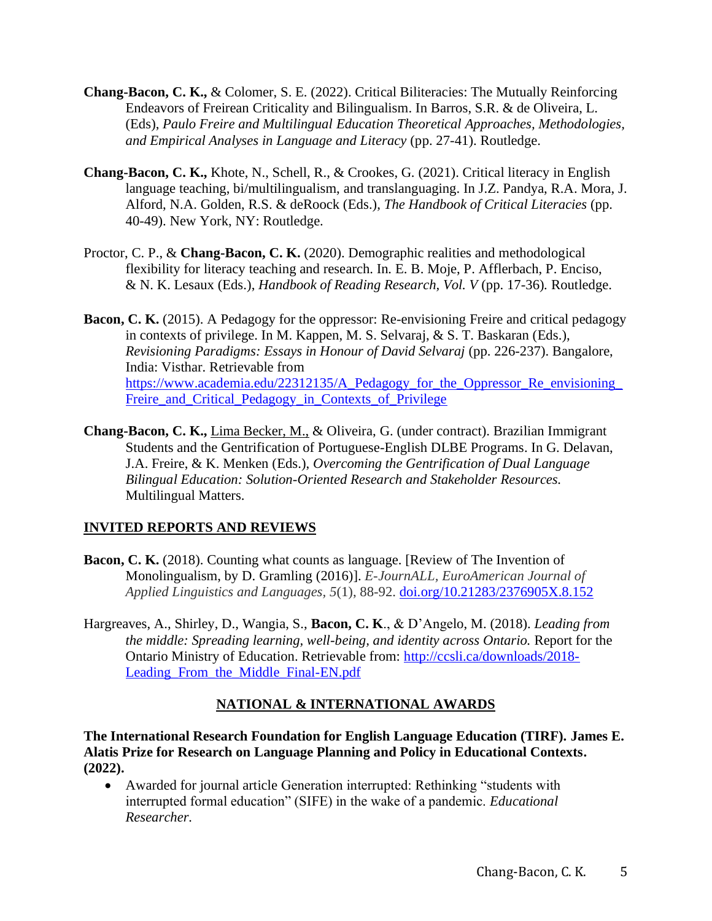**Chang-Bacon, C. K.,** & Colomer, S. E. (2022). Critical Biliteracies: The Mutually Reinforcing Endeavors of Freirean Criticality and Bilingualism. In Barros, S.R. & de Oliveira, L. (Eds), *Paulo Freire and Multilingual Education Theoretical Approaches, Methodologies, and Empirical Analyses in Language and Literacy* (pp. 27-41). Routledge.

**Chang-Bacon, C. K.,** Khote, N., Schell, R., & Crookes, G. (2021). Critical literacy in English language teaching, bi/multilingualism, and translanguaging. In J.Z. Pandya, R.A. Mora, J. Alford, N.A. Golden, R.S. & deRoock (Eds.), *The Handbook of Critical Literacies* (pp. 40-49). New York, NY: Routledge.

Proctor, C. P., & **Chang-Bacon, C. K.** (2020). Demographic realities and methodological flexibility for literacy teaching and research. In. E. B. Moje, P. Afflerbach, P. Enciso, & N. K. Lesaux (Eds.), *Handbook of Reading Research, Vol. V* (pp. 17-36)*.* Routledge.

**Bacon, C. K.** (2015). A Pedagogy for the oppressor: Re-envisioning Freire and critical pedagogy in contexts of privilege. In M. Kappen, M. S. Selvaraj, & S. T. Baskaran (Eds.), *Revisioning Paradigms: Essays in Honour of David Selvaraj* (pp. 226-237). Bangalore, India: Visthar. Retrievable from [https://www.academia.edu/22312135/A_Pedagogy_for_the_Oppressor_Re_envisioning_Freire_and_Critical_Pedagogy_in_Contexts_of_Privilege](https://www.academia.edu/22312135/A_Pedagogy_for_the_Oppressor_Re_envisioning_Freire_and_Critical_Pedagogy_in_Contexts_of_Privilege)

**Chang-Bacon, C. K.,** <u>Lima Becker, M.,</u> & Oliveira, G. (under contract). Brazilian Immigrant Students and the Gentrification of Portuguese-English DLBE Programs. In G. Delavan, J.A. Freire, & K. Menken (Eds.), *Overcoming the Gentrification of Dual Language Bilingual Education: Solution-Oriented Research and Stakeholder Resources.* Multilingual Matters.

## INVITED REPORTS AND REVIEWS

**Bacon, C. K.** (2018). Counting what counts as language. [Review of The Invention of Monolingualism, by D. Gramling (2016)]. *E-JournALL, EuroAmerican Journal of Applied Linguistics and Languages, 5*(1), 88-92. [doi.org/10.21283/2376905X.8.152](https://doi.org/10.21283/2376905X.8.152)

Hargreaves, A., Shirley, D., Wangia, S., **Bacon, C. K**., & D'Angelo, M. (2018). *Leading from the middle: Spreading learning, well-being, and identity across Ontario.* Report for the Ontario Ministry of Education. Retrievable from: [http://ccsli.ca/downloads/2018-Leading_From_the_Middle_Final-EN.pdf](http://ccsli.ca/downloads/2018-Leading_From_the_Middle_Final-EN.pdf)

## NATIONAL & INTERNATIONAL AWARDS

**The International Research Foundation for English Language Education (TIRF). James E. Alatis Prize for Research on Language Planning and Policy in Educational Contexts. (2022).**

- Awarded for journal article Generation interrupted: Rethinking "students with interrupted formal education" (SIFE) in the wake of a pandemic. *Educational Researcher.*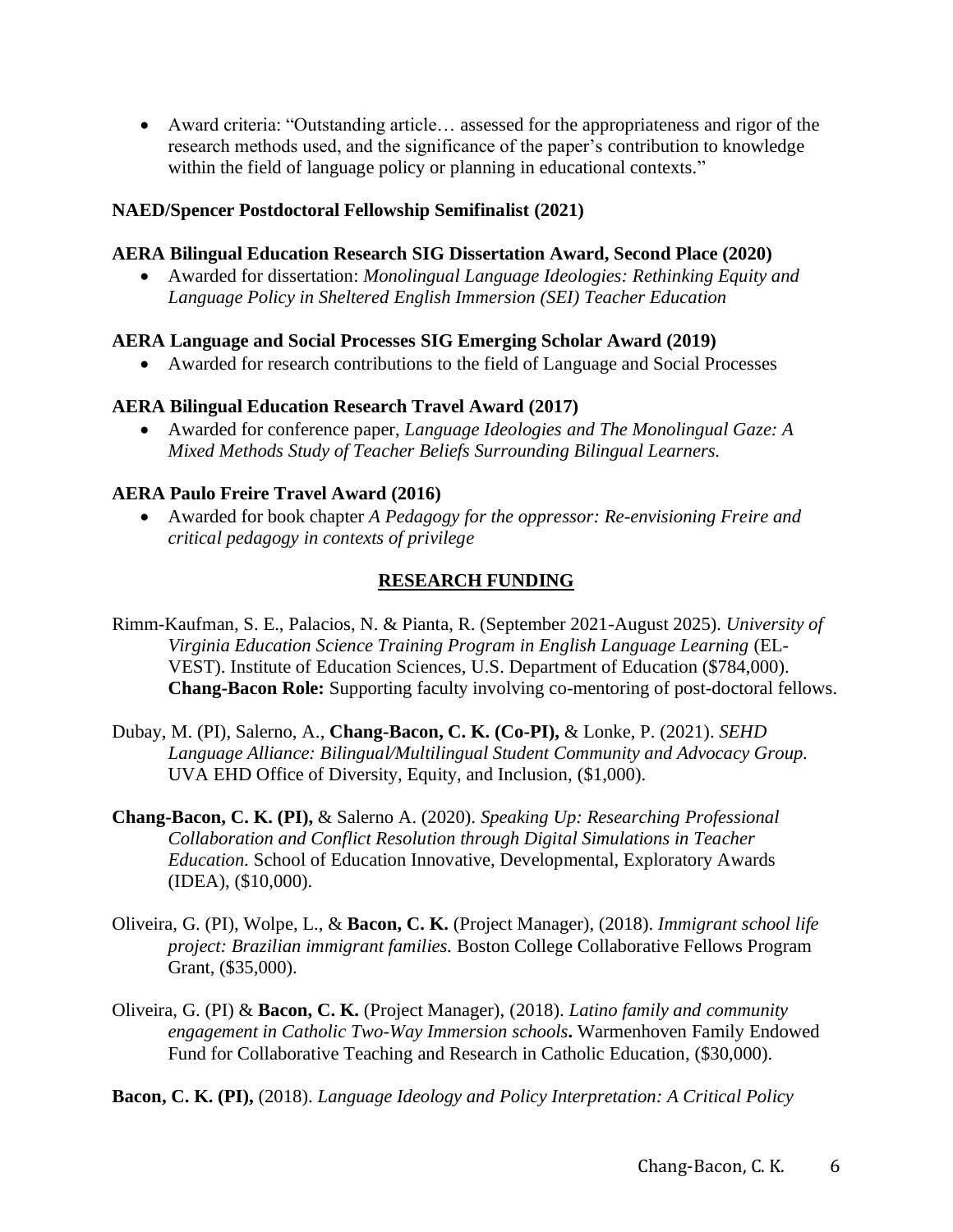- Award criteria: "Outstanding article… assessed for the appropriateness and rigor of the research methods used, and the significance of the paper's contribution to knowledge within the field of language policy or planning in educational contexts."

**NAED/Spencer Postdoctoral Fellowship Semifinalist (2021)**

**AERA Bilingual Education Research SIG Dissertation Award, Second Place (2020)**

- Awarded for dissertation: *Monolingual Language Ideologies: Rethinking Equity and Language Policy in Sheltered English Immersion (SEI) Teacher Education*

**AERA Language and Social Processes SIG Emerging Scholar Award (2019)**

- Awarded for research contributions to the field of Language and Social Processes

**AERA Bilingual Education Research Travel Award (2017)**

- Awarded for conference paper, *Language Ideologies and The Monolingual Gaze: A Mixed Methods Study of Teacher Beliefs Surrounding Bilingual Learners.*

**AERA Paulo Freire Travel Award (2016)**

- Awarded for book chapter *A Pedagogy for the oppressor: Re-envisioning Freire and critical pedagogy in contexts of privilege*

## RESEARCH FUNDING

Rimm-Kaufman, S. E., Palacios, N. & Pianta, R. (September 2021-August 2025). *University of Virginia Education Science Training Program in English Language Learning* (EL-VEST). Institute of Education Sciences, U.S. Department of Education ($784,000). **Chang-Bacon Role:** Supporting faculty involving co-mentoring of post-doctoral fellows.

Dubay, M. (PI), Salerno, A., **Chang-Bacon, C. K. (Co-PI),** & Lonke, P. (2021). *SEHD Language Alliance: Bilingual/Multilingual Student Community and Advocacy Group.* UVA EHD Office of Diversity, Equity, and Inclusion, ($1,000).

**Chang-Bacon, C. K. (PI),** & Salerno A. (2020). *Speaking Up: Researching Professional Collaboration and Conflict Resolution through Digital Simulations in Teacher Education.* School of Education Innovative, Developmental, Exploratory Awards (IDEA), ($10,000).

Oliveira, G. (PI), Wolpe, L., & **Bacon, C. K.** (Project Manager), (2018). *Immigrant school life project: Brazilian immigrant families.* Boston College Collaborative Fellows Program Grant, ($35,000).

Oliveira, G. (PI) & **Bacon, C. K.** (Project Manager), (2018). *Latino family and community engagement in Catholic Two-Way Immersion schools***.** Warmenhoven Family Endowed Fund for Collaborative Teaching and Research in Catholic Education, ($30,000).

**Bacon, C. K. (PI),** (2018). *Language Ideology and Policy Interpretation: A Critical Policy*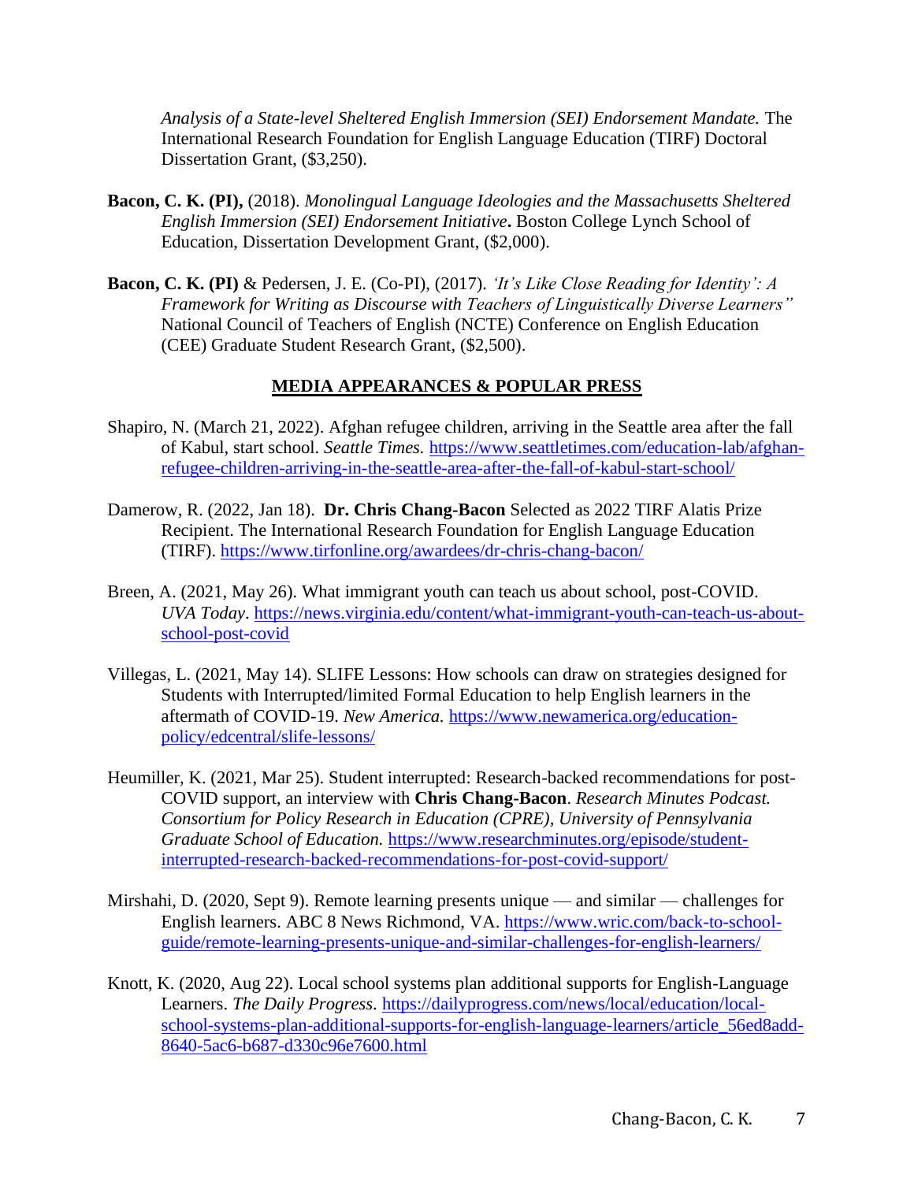*Analysis of a State-level Sheltered English Immersion (SEI) Endorsement Mandate.* The International Research Foundation for English Language Education (TIRF) Doctoral Dissertation Grant, ($3,250).

**Bacon, C. K. (PI),** (2018). *Monolingual Language Ideologies and the Massachusetts Sheltered English Immersion (SEI) Endorsement Initiative***.** Boston College Lynch School of Education, Dissertation Development Grant, ($2,000).

**Bacon, C. K. (PI)** & Pedersen, J. E. (Co-PI), (2017). *'It's Like Close Reading for Identity': A Framework for Writing as Discourse with Teachers of Linguistically Diverse Learners"* National Council of Teachers of English (NCTE) Conference on English Education (CEE) Graduate Student Research Grant, ($2,500).

## MEDIA APPEARANCES & POPULAR PRESS

Shapiro, N. (March 21, 2022). Afghan refugee children, arriving in the Seattle area after the fall of Kabul, start school. *Seattle Times.* https://www.seattletimes.com/education-lab/afghan-refugee-children-arriving-in-the-seattle-area-after-the-fall-of-kabul-start-school/

Damerow, R. (2022, Jan 18). **Dr. Chris Chang-Bacon** Selected as 2022 TIRF Alatis Prize Recipient. The International Research Foundation for English Language Education (TIRF). https://www.tirfonline.org/awardees/dr-chris-chang-bacon/

Breen, A. (2021, May 26). What immigrant youth can teach us about school, post-COVID. *UVA Today*. https://news.virginia.edu/content/what-immigrant-youth-can-teach-us-about-school-post-covid

Villegas, L. (2021, May 14). SLIFE Lessons: How schools can draw on strategies designed for Students with Interrupted/limited Formal Education to help English learners in the aftermath of COVID-19. *New America.* https://www.newamerica.org/education-policy/edcentral/slife-lessons/

Heumiller, K. (2021, Mar 25). Student interrupted: Research-backed recommendations for post-COVID support, an interview with **Chris Chang-Bacon**. *Research Minutes Podcast. Consortium for Policy Research in Education (CPRE), University of Pennsylvania Graduate School of Education.* https://www.researchminutes.org/episode/student-interrupted-research-backed-recommendations-for-post-covid-support/

Mirshahi, D. (2020, Sept 9). Remote learning presents unique — and similar — challenges for English learners. ABC 8 News Richmond, VA. https://www.wric.com/back-to-school-guide/remote-learning-presents-unique-and-similar-challenges-for-english-learners/

Knott, K. (2020, Aug 22). Local school systems plan additional supports for English-Language Learners. *The Daily Progress.* https://dailyprogress.com/news/local/education/local-school-systems-plan-additional-supports-for-english-language-learners/article_56ed8add-8640-5ac6-b687-d330c96e7600.html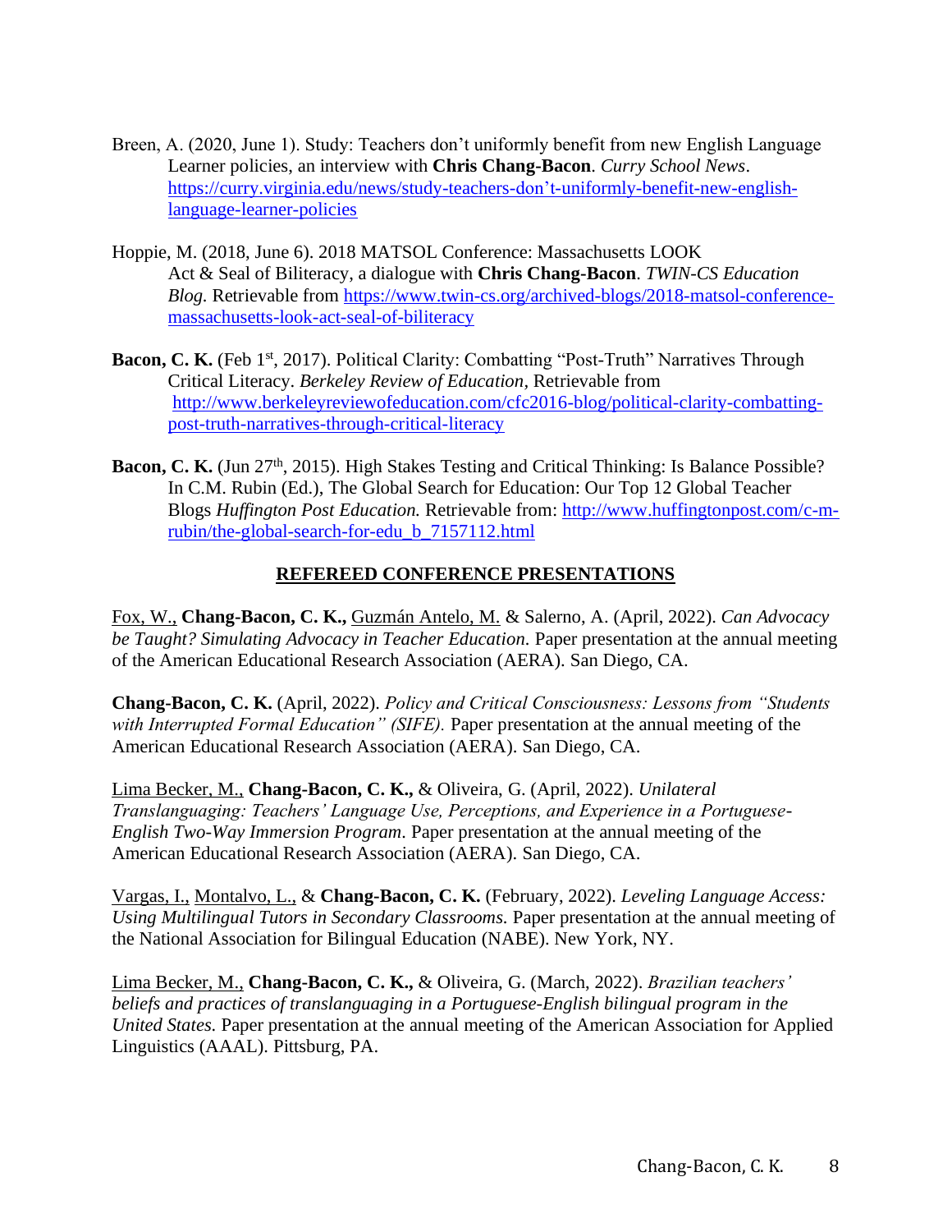Breen, A. (2020, June 1). Study: Teachers don't uniformly benefit from new English Language Learner policies, an interview with **Chris Chang-Bacon**. *Curry School News*. https://curry.virginia.edu/news/study-teachers-don't-uniformly-benefit-new-english-language-learner-policies

Hoppie, M. (2018, June 6). 2018 MATSOL Conference: Massachusetts LOOK Act & Seal of Biliteracy, a dialogue with **Chris Chang-Bacon**. *TWIN-CS Education Blog.* Retrievable from https://www.twin-cs.org/archived-blogs/2018-matsol-conference-massachusetts-look-act-seal-of-biliteracy

**Bacon, C. K.** (Feb 1st, 2017). Political Clarity: Combatting "Post-Truth" Narratives Through Critical Literacy. *Berkeley Review of Education*, Retrievable from http://www.berkeleyreviewofeducation.com/cfc2016-blog/political-clarity-combatting-post-truth-narratives-through-critical-literacy

**Bacon, C. K.** (Jun 27th, 2015). High Stakes Testing and Critical Thinking: Is Balance Possible? In C.M. Rubin (Ed.), The Global Search for Education: Our Top 12 Global Teacher Blogs *Huffington Post Education.* Retrievable from: http://www.huffingtonpost.com/c-m-rubin/the-global-search-for-edu_b_7157112.html

## REFEREED CONFERENCE PRESENTATIONS

<u>Fox, W.,</u> **Chang-Bacon, C. K.,** <u>Guzmán Antelo, M.</u> & Salerno, A. (April, 2022). *Can Advocacy be Taught? Simulating Advocacy in Teacher Education.* Paper presentation at the annual meeting of the American Educational Research Association (AERA). San Diego, CA.

**Chang-Bacon, C. K.** (April, 2022). *Policy and Critical Consciousness: Lessons from "Students with Interrupted Formal Education" (SIFE).* Paper presentation at the annual meeting of the American Educational Research Association (AERA). San Diego, CA.

<u>Lima Becker, M.,</u> **Chang-Bacon, C. K.,** & Oliveira, G. (April, 2022). *Unilateral Translanguaging: Teachers' Language Use, Perceptions, and Experience in a Portuguese-English Two-Way Immersion Program.* Paper presentation at the annual meeting of the American Educational Research Association (AERA). San Diego, CA.

<u>Vargas, I.,</u> <u>Montalvo, L.,</u> & **Chang-Bacon, C. K.** (February, 2022). *Leveling Language Access: Using Multilingual Tutors in Secondary Classrooms.* Paper presentation at the annual meeting of the National Association for Bilingual Education (NABE). New York, NY.

<u>Lima Becker, M.,</u> **Chang-Bacon, C. K.,** & Oliveira, G. (March, 2022). *Brazilian teachers' beliefs and practices of translanguaging in a Portuguese-English bilingual program in the United States.* Paper presentation at the annual meeting of the American Association for Applied Linguistics (AAAL). Pittsburg, PA.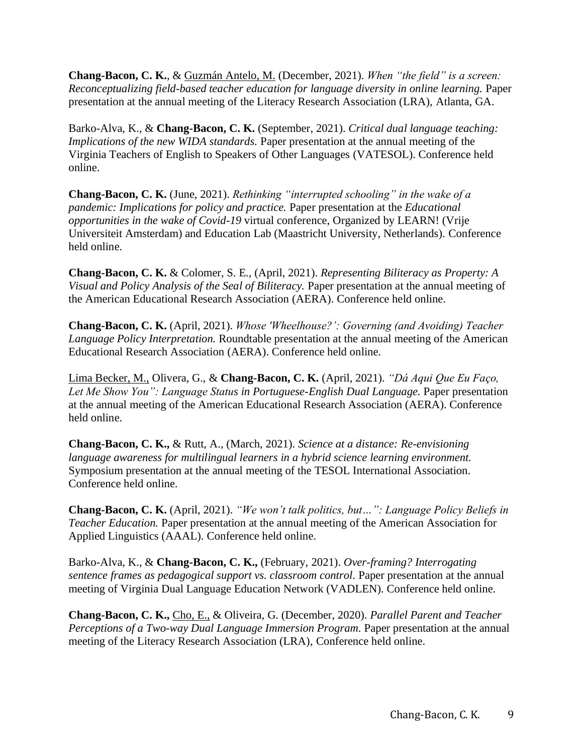**Chang-Bacon, C. K.**, & Guzmán Antelo, M. (December, 2021). *When "the field" is a screen: Reconceptualizing field-based teacher education for language diversity in online learning.* Paper presentation at the annual meeting of the Literacy Research Association (LRA), Atlanta, GA.

Barko-Alva, K., & **Chang-Bacon, C. K.** (September, 2021). *Critical dual language teaching: Implications of the new WIDA standards.* Paper presentation at the annual meeting of the Virginia Teachers of English to Speakers of Other Languages (VATESOL). Conference held online.

**Chang-Bacon, C. K.** (June, 2021). *Rethinking "interrupted schooling" in the wake of a pandemic: Implications for policy and practice.* Paper presentation at the *Educational opportunities in the wake of Covid-19* virtual conference, Organized by LEARN! (Vrije Universiteit Amsterdam) and Education Lab (Maastricht University, Netherlands). Conference held online.

**Chang-Bacon, C. K.** & Colomer, S. E., (April, 2021). *Representing Biliteracy as Property: A Visual and Policy Analysis of the Seal of Biliteracy.* Paper presentation at the annual meeting of the American Educational Research Association (AERA). Conference held online.

**Chang-Bacon, C. K.** (April, 2021). *Whose 'Wheelhouse?': Governing (and Avoiding) Teacher Language Policy Interpretation.* Roundtable presentation at the annual meeting of the American Educational Research Association (AERA). Conference held online.

Lima Becker, M., Olivera, G., & **Chang-Bacon, C. K.** (April, 2021). *"Dá Aqui Que Eu Faço, Let Me Show You": Language Status in Portuguese-English Dual Language.* Paper presentation at the annual meeting of the American Educational Research Association (AERA). Conference held online.

**Chang-Bacon, C. K.,** & Rutt, A., (March, 2021). *Science at a distance: Re-envisioning language awareness for multilingual learners in a hybrid science learning environment.* Symposium presentation at the annual meeting of the TESOL International Association. Conference held online.

**Chang-Bacon, C. K.** (April, 2021). *"We won't talk politics, but…": Language Policy Beliefs in Teacher Education.* Paper presentation at the annual meeting of the American Association for Applied Linguistics (AAAL). Conference held online.

Barko-Alva, K., & **Chang-Bacon, C. K.,** (February, 2021). *Over-framing? Interrogating sentence frames as pedagogical support vs. classroom control.* Paper presentation at the annual meeting of Virginia Dual Language Education Network (VADLEN). Conference held online.

**Chang-Bacon, C. K.,** Cho, E., & Oliveira, G. (December, 2020). *Parallel Parent and Teacher Perceptions of a Two-way Dual Language Immersion Program.* Paper presentation at the annual meeting of the Literacy Research Association (LRA), Conference held online.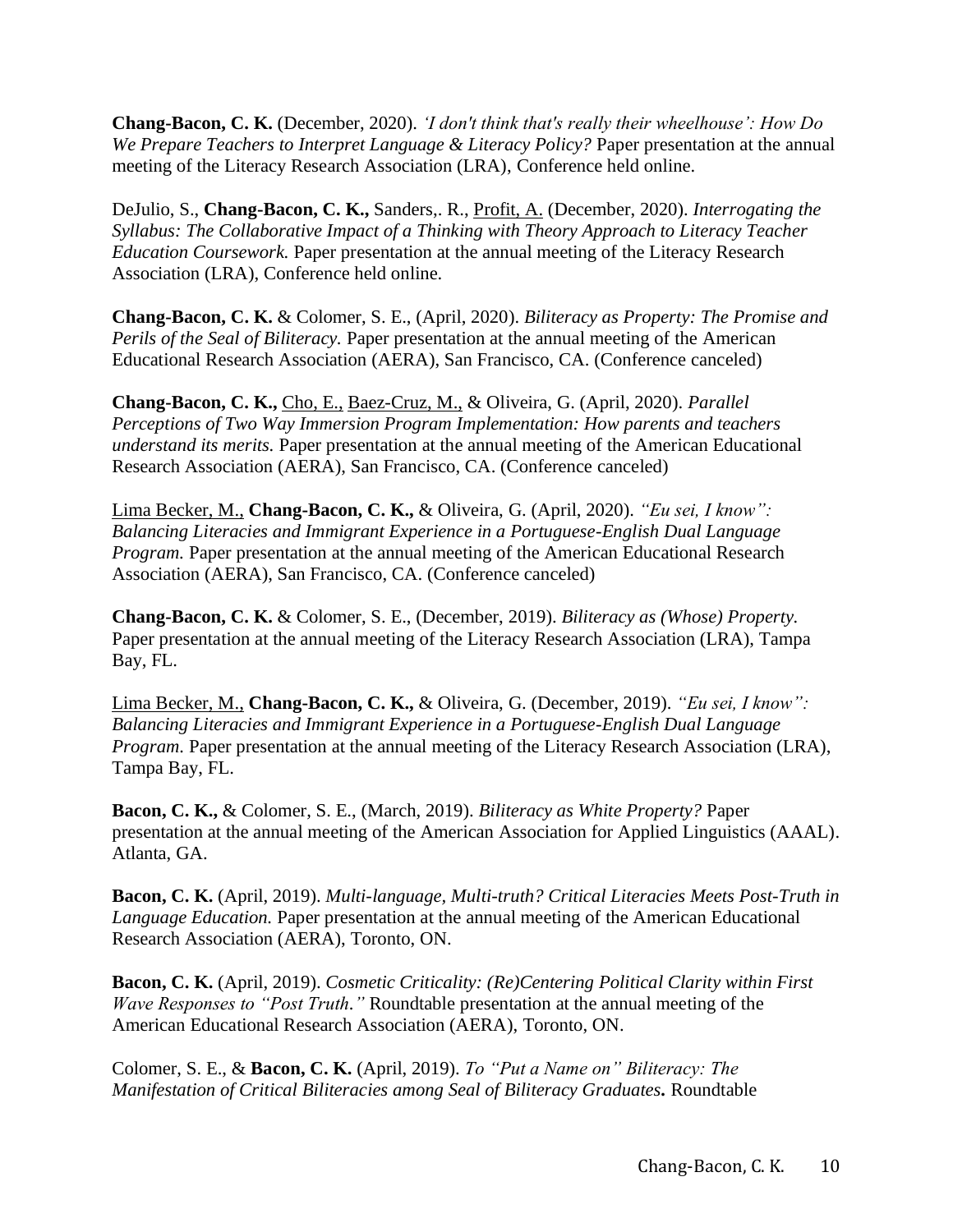**Chang-Bacon, C. K.** (December, 2020). *'I don't think that's really their wheelhouse': How Do We Prepare Teachers to Interpret Language & Literacy Policy?* Paper presentation at the annual meeting of the Literacy Research Association (LRA), Conference held online.

DeJulio, S., **Chang-Bacon, C. K.,** Sanders,. R., <u>Profit, A.</u> (December, 2020). *Interrogating the Syllabus: The Collaborative Impact of a Thinking with Theory Approach to Literacy Teacher Education Coursework.* Paper presentation at the annual meeting of the Literacy Research Association (LRA), Conference held online.

**Chang-Bacon, C. K.** & Colomer, S. E., (April, 2020). *Biliteracy as Property: The Promise and Perils of the Seal of Biliteracy.* Paper presentation at the annual meeting of the American Educational Research Association (AERA), San Francisco, CA. (Conference canceled)

**Chang-Bacon, C. K.,** <u>Cho, E.,</u> <u>Baez-Cruz, M.,</u> & Oliveira, G. (April, 2020). *Parallel Perceptions of Two Way Immersion Program Implementation: How parents and teachers understand its merits.* Paper presentation at the annual meeting of the American Educational Research Association (AERA), San Francisco, CA. (Conference canceled)

<u>Lima Becker, M.,</u> **Chang-Bacon, C. K.,** & Oliveira, G. (April, 2020). *"Eu sei, I know": Balancing Literacies and Immigrant Experience in a Portuguese-English Dual Language Program.* Paper presentation at the annual meeting of the American Educational Research Association (AERA), San Francisco, CA. (Conference canceled)

**Chang-Bacon, C. K.** & Colomer, S. E., (December, 2019). *Biliteracy as (Whose) Property.* Paper presentation at the annual meeting of the Literacy Research Association (LRA), Tampa Bay, FL.

<u>Lima Becker, M.,</u> **Chang-Bacon, C. K.,** & Oliveira, G. (December, 2019). *"Eu sei, I know": Balancing Literacies and Immigrant Experience in a Portuguese-English Dual Language Program.* Paper presentation at the annual meeting of the Literacy Research Association (LRA), Tampa Bay, FL.

**Bacon, C. K.,** & Colomer, S. E., (March, 2019). *Biliteracy as White Property?* Paper presentation at the annual meeting of the American Association for Applied Linguistics (AAAL). Atlanta, GA.

**Bacon, C. K.** (April, 2019). *Multi-language, Multi-truth? Critical Literacies Meets Post-Truth in Language Education.* Paper presentation at the annual meeting of the American Educational Research Association (AERA), Toronto, ON.

**Bacon, C. K.** (April, 2019). *Cosmetic Criticality: (Re)Centering Political Clarity within First Wave Responses to "Post Truth."* Roundtable presentation at the annual meeting of the American Educational Research Association (AERA), Toronto, ON.

Colomer, S. E., & **Bacon, C. K.** (April, 2019). *To "Put a Name on" Biliteracy: The Manifestation of Critical Biliteracies among Seal of Biliteracy Graduates***.** Roundtable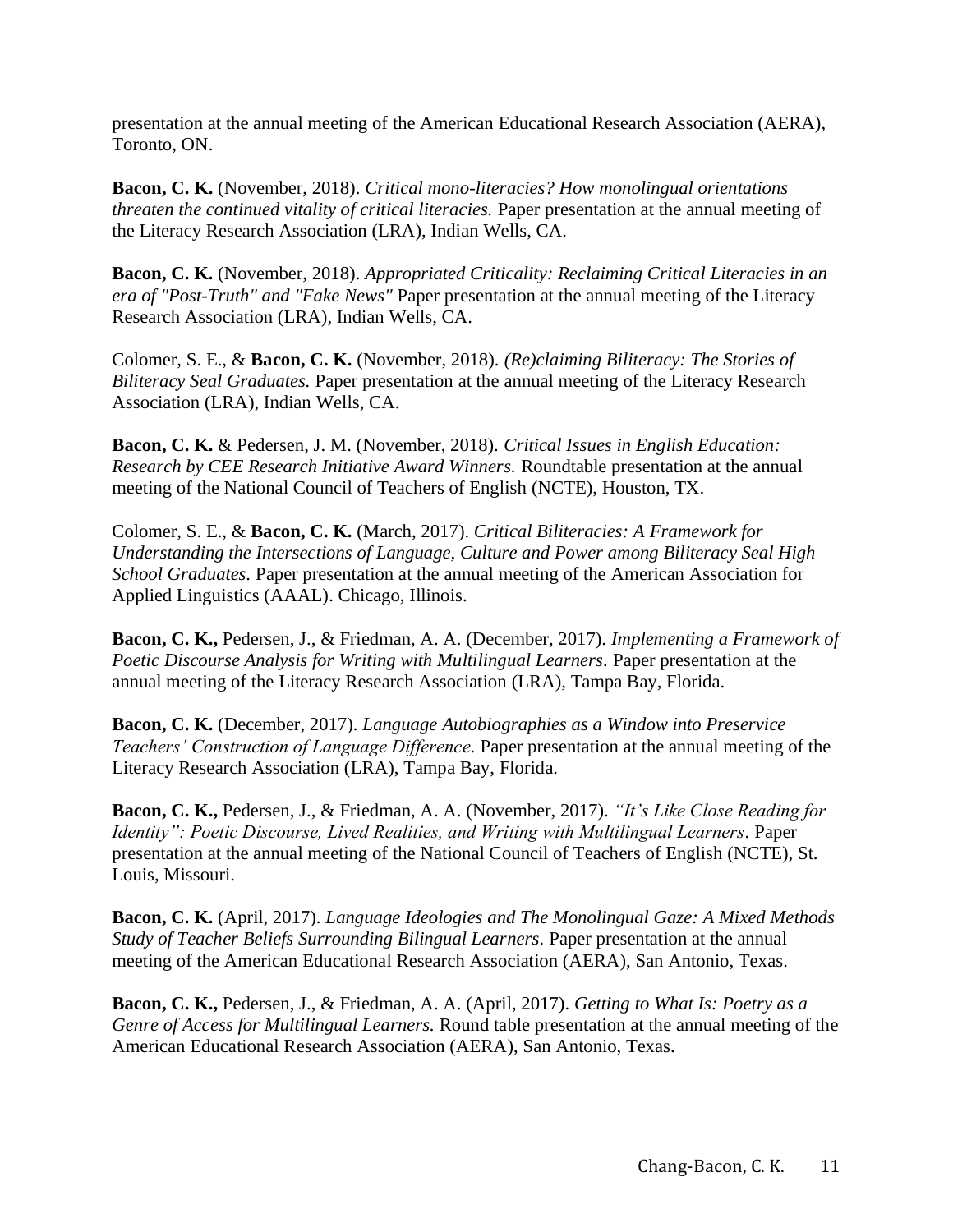presentation at the annual meeting of the American Educational Research Association (AERA), Toronto, ON.

**Bacon, C. K.** (November, 2018). *Critical mono-literacies? How monolingual orientations threaten the continued vitality of critical literacies.* Paper presentation at the annual meeting of the Literacy Research Association (LRA), Indian Wells, CA.

**Bacon, C. K.** (November, 2018). *Appropriated Criticality: Reclaiming Critical Literacies in an era of "Post-Truth" and "Fake News"* Paper presentation at the annual meeting of the Literacy Research Association (LRA), Indian Wells, CA.

Colomer, S. E., & **Bacon, C. K.** (November, 2018). *(Re)claiming Biliteracy: The Stories of Biliteracy Seal Graduates.* Paper presentation at the annual meeting of the Literacy Research Association (LRA), Indian Wells, CA.

**Bacon, C. K.** & Pedersen, J. M. (November, 2018). *Critical Issues in English Education: Research by CEE Research Initiative Award Winners.* Roundtable presentation at the annual meeting of the National Council of Teachers of English (NCTE), Houston, TX.

Colomer, S. E., & **Bacon, C. K.** (March, 2017). *Critical Biliteracies: A Framework for Understanding the Intersections of Language, Culture and Power among Biliteracy Seal High School Graduates.* Paper presentation at the annual meeting of the American Association for Applied Linguistics (AAAL). Chicago, Illinois.

**Bacon, C. K.,** Pedersen, J., & Friedman, A. A. (December, 2017). *Implementing a Framework of Poetic Discourse Analysis for Writing with Multilingual Learners*. Paper presentation at the annual meeting of the Literacy Research Association (LRA), Tampa Bay, Florida.

**Bacon, C. K.** (December, 2017). *Language Autobiographies as a Window into Preservice Teachers' Construction of Language Difference*. Paper presentation at the annual meeting of the Literacy Research Association (LRA), Tampa Bay, Florida.

**Bacon, C. K.,** Pedersen, J., & Friedman, A. A. (November, 2017). *"It's Like Close Reading for Identity": Poetic Discourse, Lived Realities, and Writing with Multilingual Learners*. Paper presentation at the annual meeting of the National Council of Teachers of English (NCTE), St. Louis, Missouri.

**Bacon, C. K.** (April, 2017). *Language Ideologies and The Monolingual Gaze: A Mixed Methods Study of Teacher Beliefs Surrounding Bilingual Learners*. Paper presentation at the annual meeting of the American Educational Research Association (AERA), San Antonio, Texas.

**Bacon, C. K.,** Pedersen, J., & Friedman, A. A. (April, 2017). *Getting to What Is: Poetry as a Genre of Access for Multilingual Learners.* Round table presentation at the annual meeting of the American Educational Research Association (AERA), San Antonio, Texas.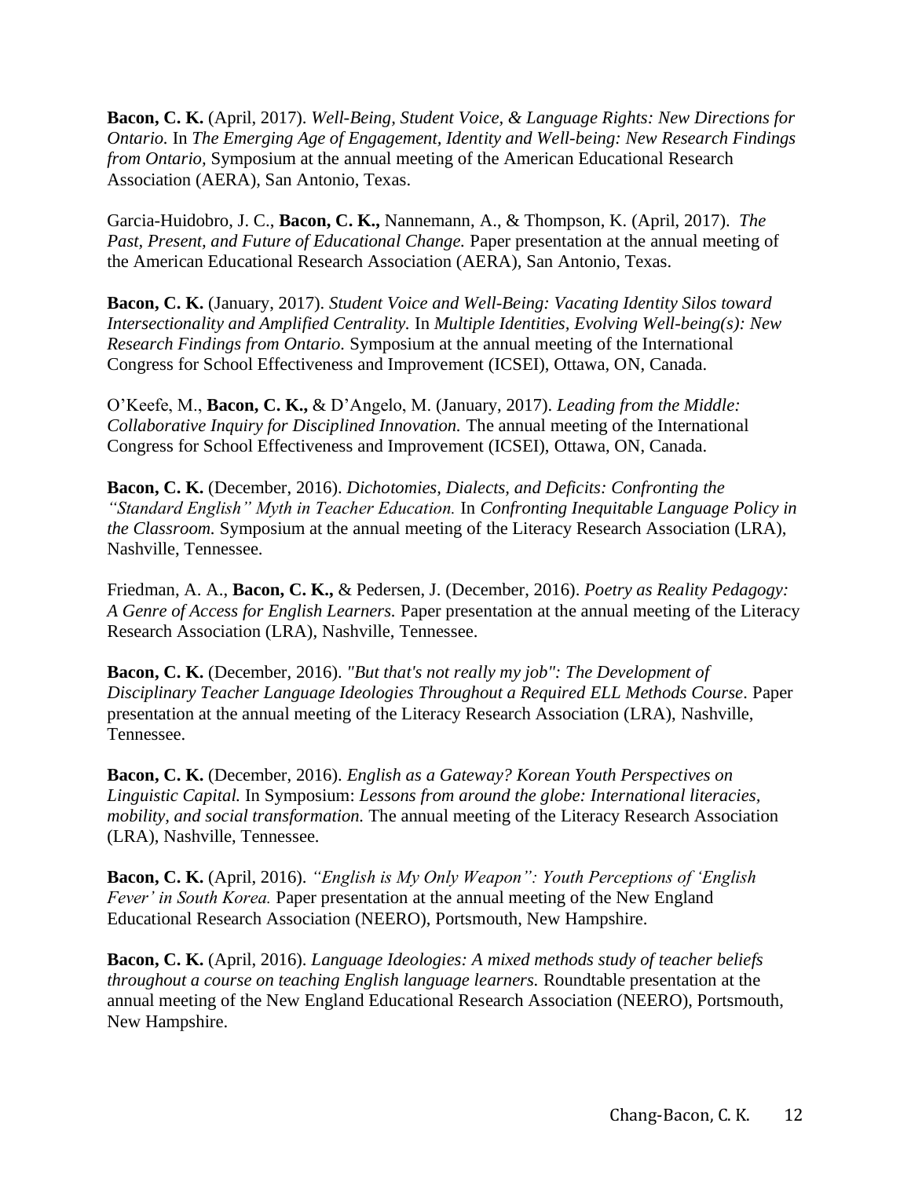**Bacon, C. K.** (April, 2017). *Well-Being, Student Voice, & Language Rights: New Directions for Ontario.* In *The Emerging Age of Engagement, Identity and Well-being: New Research Findings from Ontario,* Symposium at the annual meeting of the American Educational Research Association (AERA), San Antonio, Texas.

Garcia-Huidobro, J. C., **Bacon, C. K.,** Nannemann, A., & Thompson, K. (April, 2017). *The Past, Present, and Future of Educational Change.* Paper presentation at the annual meeting of the American Educational Research Association (AERA), San Antonio, Texas.

**Bacon, C. K.** (January, 2017). *Student Voice and Well-Being: Vacating Identity Silos toward Intersectionality and Amplified Centrality.* In *Multiple Identities, Evolving Well-being(s): New Research Findings from Ontario.* Symposium at the annual meeting of the International Congress for School Effectiveness and Improvement (ICSEI), Ottawa, ON, Canada.

O'Keefe, M., **Bacon, C. K.,** & D'Angelo, M. (January, 2017). *Leading from the Middle: Collaborative Inquiry for Disciplined Innovation.* The annual meeting of the International Congress for School Effectiveness and Improvement (ICSEI), Ottawa, ON, Canada.

**Bacon, C. K.** (December, 2016). *Dichotomies, Dialects, and Deficits: Confronting the "Standard English" Myth in Teacher Education.* In *Confronting Inequitable Language Policy in the Classroom.* Symposium at the annual meeting of the Literacy Research Association (LRA), Nashville, Tennessee.

Friedman, A. A., **Bacon, C. K.,** & Pedersen, J. (December, 2016). *Poetry as Reality Pedagogy: A Genre of Access for English Learners.* Paper presentation at the annual meeting of the Literacy Research Association (LRA), Nashville, Tennessee.

**Bacon, C. K.** (December, 2016). *"But that's not really my job": The Development of Disciplinary Teacher Language Ideologies Throughout a Required ELL Methods Course*. Paper presentation at the annual meeting of the Literacy Research Association (LRA), Nashville, Tennessee.

**Bacon, C. K.** (December, 2016). *English as a Gateway? Korean Youth Perspectives on Linguistic Capital.* In Symposium: *Lessons from around the globe: International literacies, mobility, and social transformation.* The annual meeting of the Literacy Research Association (LRA), Nashville, Tennessee.

**Bacon, C. K.** (April, 2016). *"English is My Only Weapon": Youth Perceptions of 'English Fever' in South Korea.* Paper presentation at the annual meeting of the New England Educational Research Association (NEERO), Portsmouth, New Hampshire.

**Bacon, C. K.** (April, 2016). *Language Ideologies: A mixed methods study of teacher beliefs throughout a course on teaching English language learners.* Roundtable presentation at the annual meeting of the New England Educational Research Association (NEERO), Portsmouth, New Hampshire.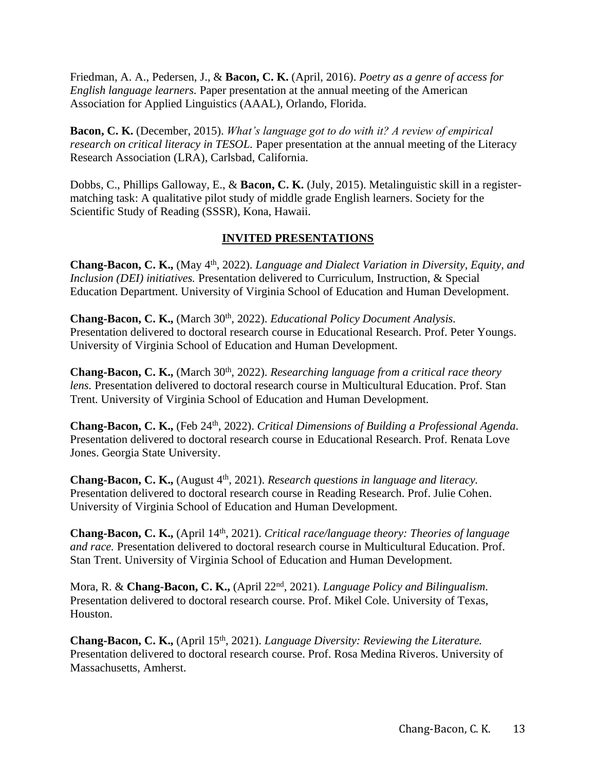Friedman, A. A., Pedersen, J., & **Bacon, C. K.** (April, 2016). *Poetry as a genre of access for English language learners.* Paper presentation at the annual meeting of the American Association for Applied Linguistics (AAAL), Orlando, Florida.

**Bacon, C. K.** (December, 2015). *What's language got to do with it? A review of empirical research on critical literacy in TESOL.* Paper presentation at the annual meeting of the Literacy Research Association (LRA), Carlsbad, California.

Dobbs, C., Phillips Galloway, E., & **Bacon, C. K.** (July, 2015). Metalinguistic skill in a register-matching task: A qualitative pilot study of middle grade English learners. Society for the Scientific Study of Reading (SSSR), Kona, Hawaii.

## INVITED PRESENTATIONS

**Chang-Bacon, C. K.,** (May 4th, 2022). *Language and Dialect Variation in Diversity, Equity, and Inclusion (DEI) initiatives.* Presentation delivered to Curriculum, Instruction, & Special Education Department. University of Virginia School of Education and Human Development.

**Chang-Bacon, C. K.,** (March 30th, 2022). *Educational Policy Document Analysis.* Presentation delivered to doctoral research course in Educational Research. Prof. Peter Youngs. University of Virginia School of Education and Human Development.

**Chang-Bacon, C. K.,** (March 30th, 2022). *Researching language from a critical race theory lens.* Presentation delivered to doctoral research course in Multicultural Education. Prof. Stan Trent. University of Virginia School of Education and Human Development.

**Chang-Bacon, C. K.,** (Feb 24th, 2022). *Critical Dimensions of Building a Professional Agenda*. Presentation delivered to doctoral research course in Educational Research. Prof. Renata Love Jones. Georgia State University.

**Chang-Bacon, C. K.,** (August 4th, 2021). *Research questions in language and literacy.* Presentation delivered to doctoral research course in Reading Research. Prof. Julie Cohen. University of Virginia School of Education and Human Development.

**Chang-Bacon, C. K.,** (April 14th, 2021). *Critical race/language theory: Theories of language and race.* Presentation delivered to doctoral research course in Multicultural Education. Prof. Stan Trent. University of Virginia School of Education and Human Development.

Mora, R. & **Chang-Bacon, C. K.,** (April 22nd, 2021). *Language Policy and Bilingualism.* Presentation delivered to doctoral research course. Prof. Mikel Cole. University of Texas, Houston.

**Chang-Bacon, C. K.,** (April 15th, 2021). *Language Diversity: Reviewing the Literature.* Presentation delivered to doctoral research course. Prof. Rosa Medina Riveros. University of Massachusetts, Amherst.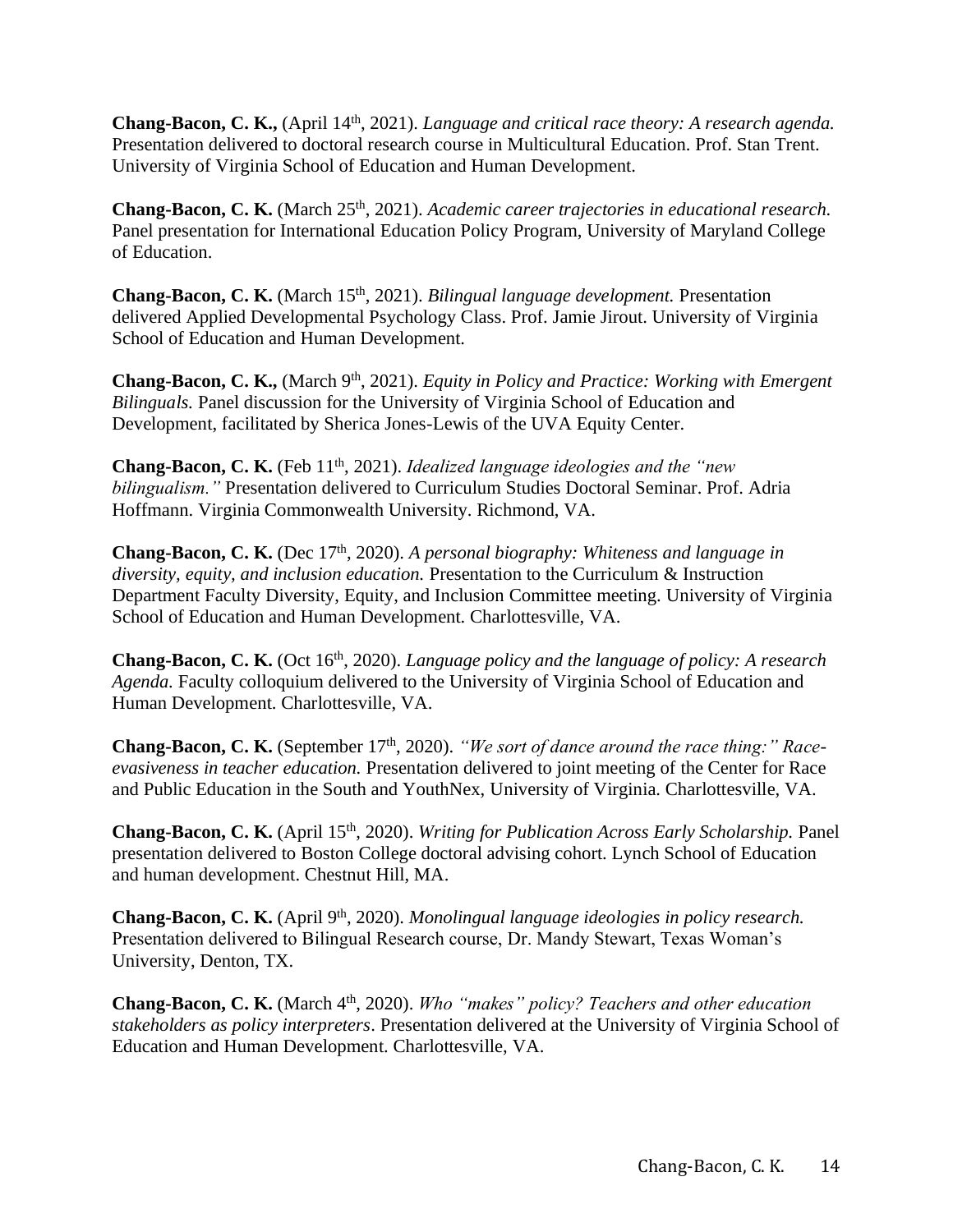**Chang-Bacon, C. K.,** (April 14th, 2021). *Language and critical race theory: A research agenda.* Presentation delivered to doctoral research course in Multicultural Education. Prof. Stan Trent. University of Virginia School of Education and Human Development.

**Chang-Bacon, C. K.** (March 25th, 2021). *Academic career trajectories in educational research.* Panel presentation for International Education Policy Program, University of Maryland College of Education.

**Chang-Bacon, C. K.** (March 15th, 2021). *Bilingual language development.* Presentation delivered Applied Developmental Psychology Class. Prof. Jamie Jirout. University of Virginia School of Education and Human Development.

**Chang-Bacon, C. K.,** (March 9th, 2021). *Equity in Policy and Practice: Working with Emergent Bilinguals.* Panel discussion for the University of Virginia School of Education and Development, facilitated by Sherica Jones-Lewis of the UVA Equity Center.

**Chang-Bacon, C. K.** (Feb 11th, 2021). *Idealized language ideologies and the "new bilingualism."* Presentation delivered to Curriculum Studies Doctoral Seminar. Prof. Adria Hoffmann. Virginia Commonwealth University. Richmond, VA.

**Chang-Bacon, C. K.** (Dec 17th, 2020). *A personal biography: Whiteness and language in diversity, equity, and inclusion education.* Presentation to the Curriculum & Instruction Department Faculty Diversity, Equity, and Inclusion Committee meeting. University of Virginia School of Education and Human Development. Charlottesville, VA.

**Chang-Bacon, C. K.** (Oct 16th, 2020). *Language policy and the language of policy: A research Agenda.* Faculty colloquium delivered to the University of Virginia School of Education and Human Development. Charlottesville, VA.

**Chang-Bacon, C. K.** (September 17th, 2020). *"We sort of dance around the race thing:" Race-evasiveness in teacher education.* Presentation delivered to joint meeting of the Center for Race and Public Education in the South and YouthNex, University of Virginia. Charlottesville, VA.

**Chang-Bacon, C. K.** (April 15th, 2020). *Writing for Publication Across Early Scholarship.* Panel presentation delivered to Boston College doctoral advising cohort. Lynch School of Education and human development. Chestnut Hill, MA.

**Chang-Bacon, C. K.** (April 9th, 2020). *Monolingual language ideologies in policy research.* Presentation delivered to Bilingual Research course, Dr. Mandy Stewart, Texas Woman's University, Denton, TX.

**Chang-Bacon, C. K.** (March 4th, 2020). *Who "makes" policy? Teachers and other education stakeholders as policy interpreters*. Presentation delivered at the University of Virginia School of Education and Human Development. Charlottesville, VA.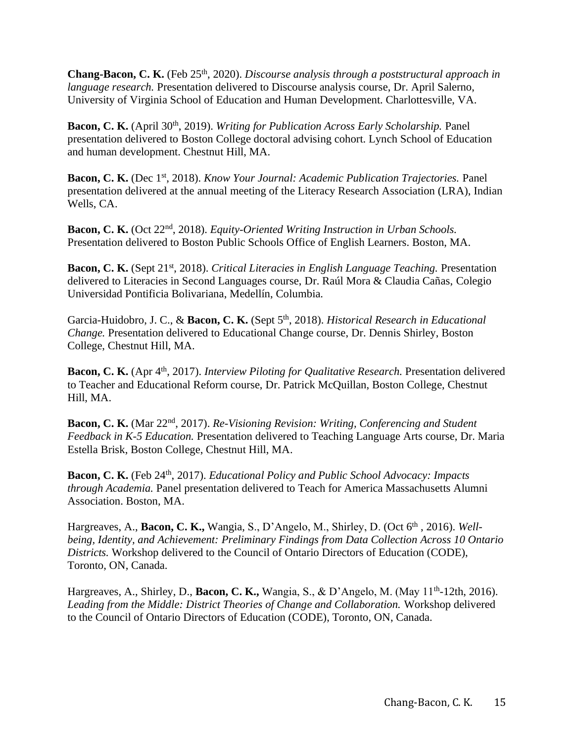**Chang-Bacon, C. K.** (Feb 25th, 2020). *Discourse analysis through a poststructural approach in language research.* Presentation delivered to Discourse analysis course, Dr. April Salerno, University of Virginia School of Education and Human Development. Charlottesville, VA.

**Bacon, C. K.** (April 30th, 2019). *Writing for Publication Across Early Scholarship.* Panel presentation delivered to Boston College doctoral advising cohort. Lynch School of Education and human development. Chestnut Hill, MA.

**Bacon, C. K.** (Dec 1st, 2018). *Know Your Journal: Academic Publication Trajectories.* Panel presentation delivered at the annual meeting of the Literacy Research Association (LRA), Indian Wells, CA.

**Bacon, C. K.** (Oct 22nd, 2018). *Equity-Oriented Writing Instruction in Urban Schools.* Presentation delivered to Boston Public Schools Office of English Learners. Boston, MA.

**Bacon, C. K.** (Sept 21st, 2018). *Critical Literacies in English Language Teaching.* Presentation delivered to Literacies in Second Languages course, Dr. Raúl Mora & Claudia Cañas, Colegio Universidad Pontificia Bolivariana, Medellín, Columbia.

Garcia-Huidobro, J. C., & **Bacon, C. K.** (Sept 5th, 2018). *Historical Research in Educational Change.* Presentation delivered to Educational Change course, Dr. Dennis Shirley, Boston College, Chestnut Hill, MA.

**Bacon, C. K.** (Apr 4th, 2017). *Interview Piloting for Qualitative Research.* Presentation delivered to Teacher and Educational Reform course, Dr. Patrick McQuillan, Boston College, Chestnut Hill, MA.

**Bacon, C. K.** (Mar 22nd, 2017). *Re-Visioning Revision: Writing, Conferencing and Student Feedback in K-5 Education.* Presentation delivered to Teaching Language Arts course, Dr. Maria Estella Brisk, Boston College, Chestnut Hill, MA.

**Bacon, C. K.** (Feb 24th, 2017). *Educational Policy and Public School Advocacy: Impacts through Academia.* Panel presentation delivered to Teach for America Massachusetts Alumni Association. Boston, MA.

Hargreaves, A., **Bacon, C. K.,** Wangia, S., D'Angelo, M., Shirley, D. (Oct 6th , 2016). *Well-being, Identity, and Achievement: Preliminary Findings from Data Collection Across 10 Ontario Districts.* Workshop delivered to the Council of Ontario Directors of Education (CODE), Toronto, ON, Canada.

Hargreaves, A., Shirley, D., **Bacon, C. K.,** Wangia, S., & D'Angelo, M. (May 11th-12th, 2016). *Leading from the Middle: District Theories of Change and Collaboration.* Workshop delivered to the Council of Ontario Directors of Education (CODE), Toronto, ON, Canada.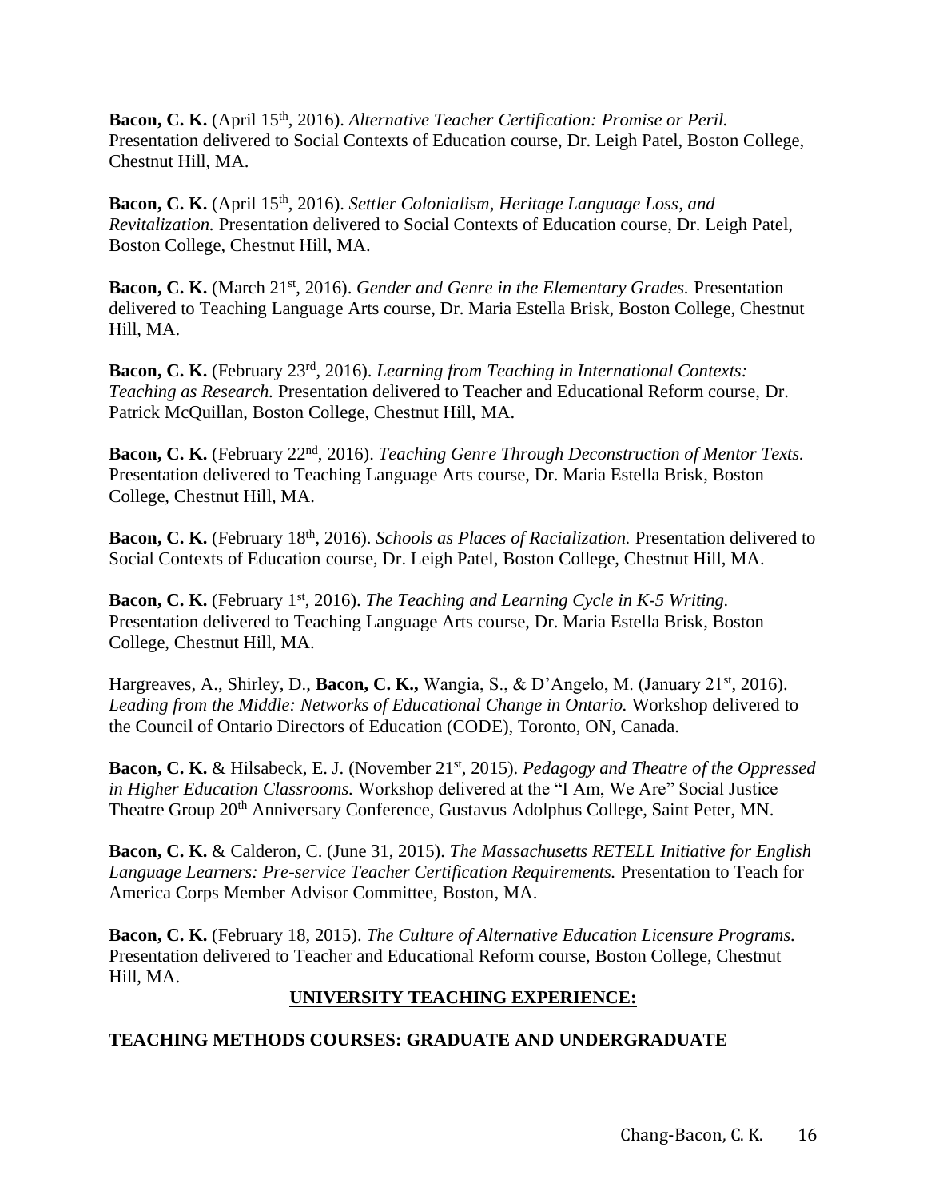**Bacon, C. K.** (April 15th, 2016). *Alternative Teacher Certification: Promise or Peril.* Presentation delivered to Social Contexts of Education course, Dr. Leigh Patel, Boston College, Chestnut Hill, MA.

**Bacon, C. K.** (April 15th, 2016). *Settler Colonialism, Heritage Language Loss, and Revitalization.* Presentation delivered to Social Contexts of Education course, Dr. Leigh Patel, Boston College, Chestnut Hill, MA.

**Bacon, C. K.** (March 21st, 2016). *Gender and Genre in the Elementary Grades.* Presentation delivered to Teaching Language Arts course, Dr. Maria Estella Brisk, Boston College, Chestnut Hill, MA.

**Bacon, C. K.** (February 23rd, 2016). *Learning from Teaching in International Contexts: Teaching as Research.* Presentation delivered to Teacher and Educational Reform course, Dr. Patrick McQuillan, Boston College, Chestnut Hill, MA.

**Bacon, C. K.** (February 22nd, 2016). *Teaching Genre Through Deconstruction of Mentor Texts.* Presentation delivered to Teaching Language Arts course, Dr. Maria Estella Brisk, Boston College, Chestnut Hill, MA.

**Bacon, C. K.** (February 18th, 2016). *Schools as Places of Racialization.* Presentation delivered to Social Contexts of Education course, Dr. Leigh Patel, Boston College, Chestnut Hill, MA.

**Bacon, C. K.** (February 1st, 2016). *The Teaching and Learning Cycle in K-5 Writing.* Presentation delivered to Teaching Language Arts course, Dr. Maria Estella Brisk, Boston College, Chestnut Hill, MA.

Hargreaves, A., Shirley, D., **Bacon, C. K.,** Wangia, S., & D'Angelo, M. (January 21st, 2016). *Leading from the Middle: Networks of Educational Change in Ontario.* Workshop delivered to the Council of Ontario Directors of Education (CODE), Toronto, ON, Canada.

**Bacon, C. K.** & Hilsabeck, E. J. (November 21st, 2015). *Pedagogy and Theatre of the Oppressed in Higher Education Classrooms.* Workshop delivered at the "I Am, We Are" Social Justice Theatre Group 20th Anniversary Conference, Gustavus Adolphus College, Saint Peter, MN.

**Bacon, C. K.** & Calderon, C. (June 31, 2015). *The Massachusetts RETELL Initiative for English Language Learners: Pre-service Teacher Certification Requirements.* Presentation to Teach for America Corps Member Advisor Committee, Boston, MA.

**Bacon, C. K.** (February 18, 2015). *The Culture of Alternative Education Licensure Programs.* Presentation delivered to Teacher and Educational Reform course, Boston College, Chestnut Hill, MA.

## UNIVERSITY TEACHING EXPERIENCE:

### TEACHING METHODS COURSES: GRADUATE AND UNDERGRADUATE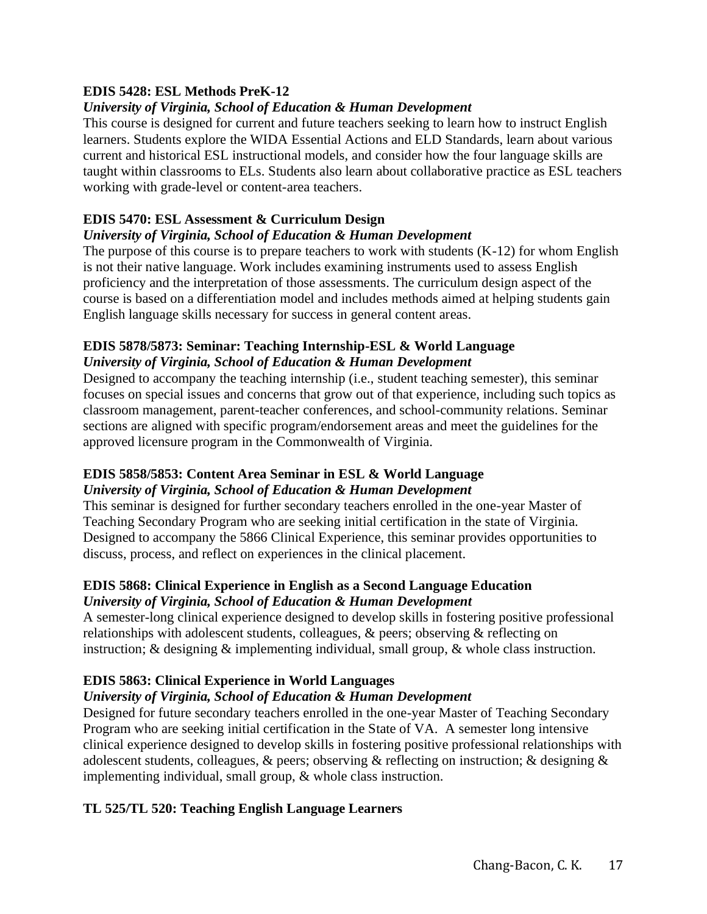**EDIS 5428: ESL Methods PreK-12**
***University of Virginia, School of Education & Human Development***
This course is designed for current and future teachers seeking to learn how to instruct English learners. Students explore the WIDA Essential Actions and ELD Standards, learn about various current and historical ESL instructional models, and consider how the four language skills are taught within classrooms to ELs. Students also learn about collaborative practice as ESL teachers working with grade-level or content-area teachers.

**EDIS 5470: ESL Assessment & Curriculum Design**
***University of Virginia, School of Education & Human Development***
The purpose of this course is to prepare teachers to work with students (K-12) for whom English is not their native language. Work includes examining instruments used to assess English proficiency and the interpretation of those assessments. The curriculum design aspect of the course is based on a differentiation model and includes methods aimed at helping students gain English language skills necessary for success in general content areas.

**EDIS 5878/5873: Seminar: Teaching Internship-ESL & World Language**
***University of Virginia, School of Education & Human Development***
Designed to accompany the teaching internship (i.e., student teaching semester), this seminar focuses on special issues and concerns that grow out of that experience, including such topics as classroom management, parent-teacher conferences, and school-community relations. Seminar sections are aligned with specific program/endorsement areas and meet the guidelines for the approved licensure program in the Commonwealth of Virginia.

**EDIS 5858/5853: Content Area Seminar in ESL & World Language**
***University of Virginia, School of Education & Human Development***
This seminar is designed for further secondary teachers enrolled in the one-year Master of Teaching Secondary Program who are seeking initial certification in the state of Virginia. Designed to accompany the 5866 Clinical Experience, this seminar provides opportunities to discuss, process, and reflect on experiences in the clinical placement.

**EDIS 5868: Clinical Experience in English as a Second Language Education**
***University of Virginia, School of Education & Human Development***
A semester-long clinical experience designed to develop skills in fostering positive professional relationships with adolescent students, colleagues, & peers; observing & reflecting on instruction; & designing & implementing individual, small group, & whole class instruction.

**EDIS 5863: Clinical Experience in World Languages**
***University of Virginia, School of Education & Human Development***
Designed for future secondary teachers enrolled in the one-year Master of Teaching Secondary Program who are seeking initial certification in the State of VA. A semester long intensive clinical experience designed to develop skills in fostering positive professional relationships with adolescent students, colleagues, & peers; observing & reflecting on instruction; & designing & implementing individual, small group, & whole class instruction.

**TL 525/TL 520: Teaching English Language Learners**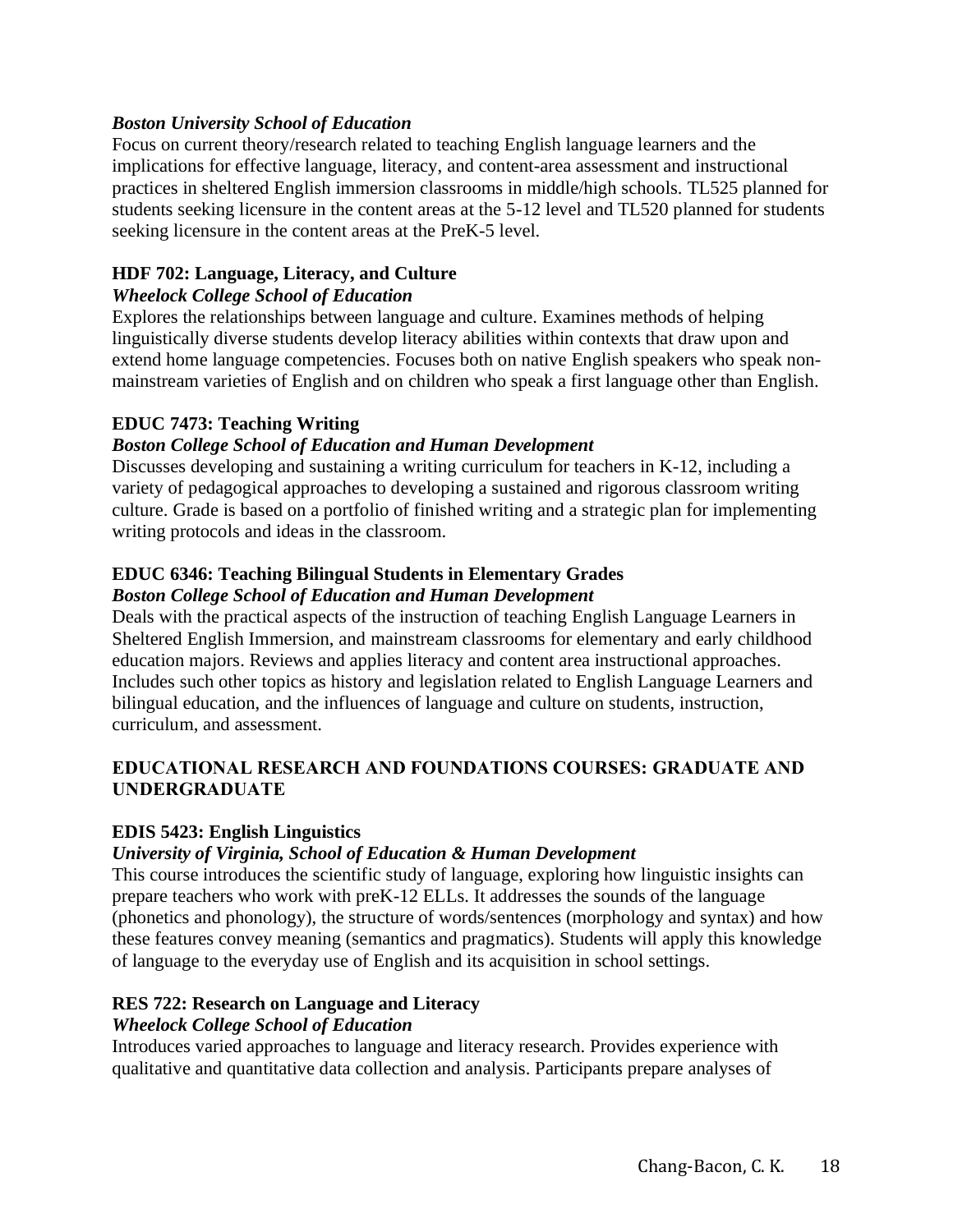***Boston University School of Education***

Focus on current theory/research related to teaching English language learners and the implications for effective language, literacy, and content-area assessment and instructional practices in sheltered English immersion classrooms in middle/high schools. TL525 planned for students seeking licensure in the content areas at the 5-12 level and TL520 planned for students seeking licensure in the content areas at the PreK-5 level.

**HDF 702: Language, Literacy, and Culture**

***Wheelock College School of Education***

Explores the relationships between language and culture. Examines methods of helping linguistically diverse students develop literacy abilities within contexts that draw upon and extend home language competencies. Focuses both on native English speakers who speak non-mainstream varieties of English and on children who speak a first language other than English.

**EDUC 7473: Teaching Writing**

***Boston College School of Education and Human Development***

Discusses developing and sustaining a writing curriculum for teachers in K-12, including a variety of pedagogical approaches to developing a sustained and rigorous classroom writing culture. Grade is based on a portfolio of finished writing and a strategic plan for implementing writing protocols and ideas in the classroom.

**EDUC 6346: Teaching Bilingual Students in Elementary Grades**

***Boston College School of Education and Human Development***

Deals with the practical aspects of the instruction of teaching English Language Learners in Sheltered English Immersion, and mainstream classrooms for elementary and early childhood education majors. Reviews and applies literacy and content area instructional approaches. Includes such other topics as history and legislation related to English Language Learners and bilingual education, and the influences of language and culture on students, instruction, curriculum, and assessment.

## EDUCATIONAL RESEARCH AND FOUNDATIONS COURSES: GRADUATE AND UNDERGRADUATE

**EDIS 5423: English Linguistics**

***University of Virginia, School of Education & Human Development***

This course introduces the scientific study of language, exploring how linguistic insights can prepare teachers who work with preK-12 ELLs. It addresses the sounds of the language (phonetics and phonology), the structure of words/sentences (morphology and syntax) and how these features convey meaning (semantics and pragmatics). Students will apply this knowledge of language to the everyday use of English and its acquisition in school settings.

**RES 722: Research on Language and Literacy**

***Wheelock College School of Education***

Introduces varied approaches to language and literacy research. Provides experience with qualitative and quantitative data collection and analysis. Participants prepare analyses of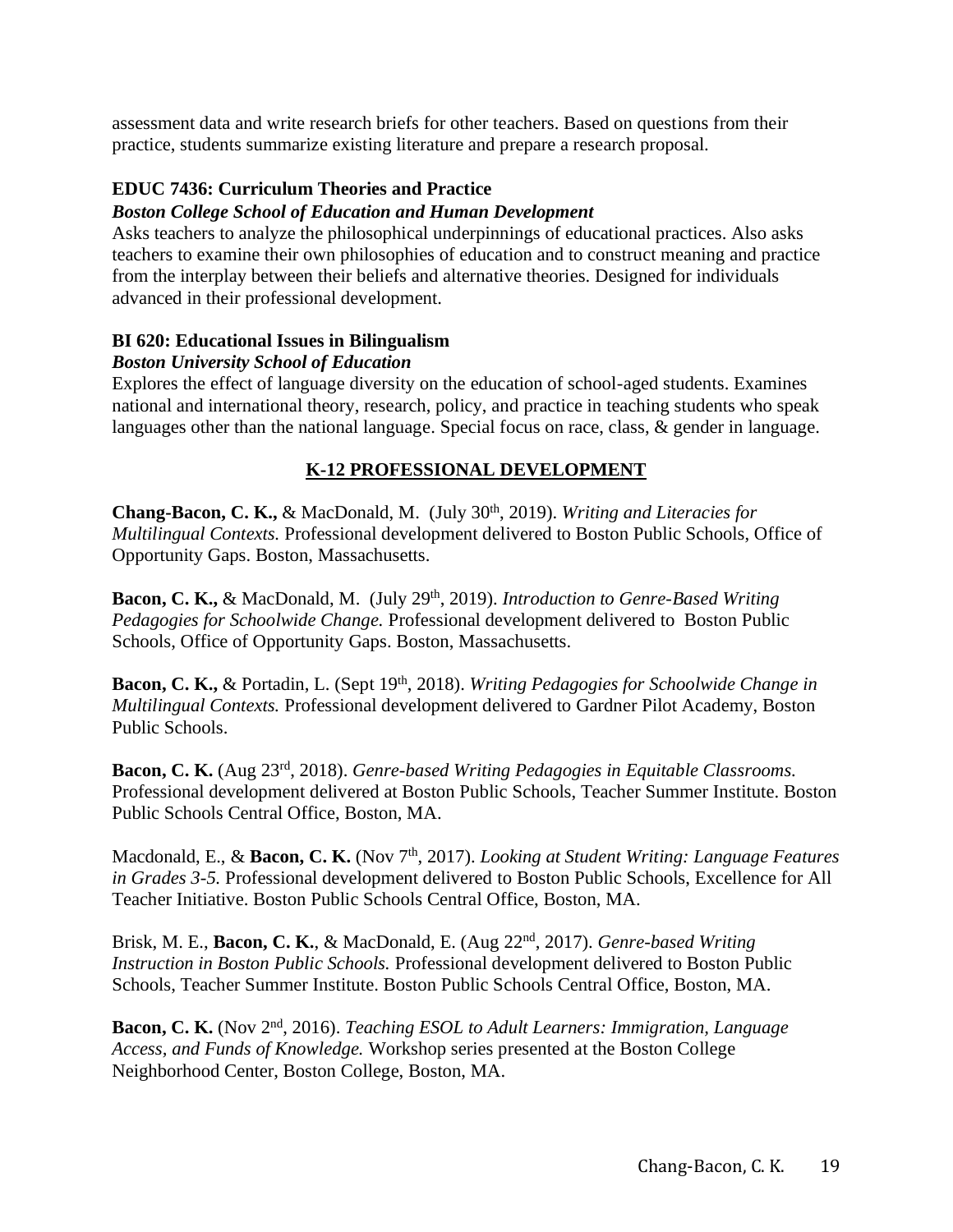assessment data and write research briefs for other teachers. Based on questions from their practice, students summarize existing literature and prepare a research proposal.

**EDUC 7436: Curriculum Theories and Practice**
***Boston College School of Education and Human Development***
Asks teachers to analyze the philosophical underpinnings of educational practices. Also asks teachers to examine their own philosophies of education and to construct meaning and practice from the interplay between their beliefs and alternative theories. Designed for individuals advanced in their professional development.

**BI 620: Educational Issues in Bilingualism**
***Boston University School of Education***
Explores the effect of language diversity on the education of school-aged students. Examines national and international theory, research, policy, and practice in teaching students who speak languages other than the national language. Special focus on race, class, & gender in language.

## K-12 PROFESSIONAL DEVELOPMENT

**Chang-Bacon, C. K.,** & MacDonald, M. (July 30th, 2019). *Writing and Literacies for Multilingual Contexts.* Professional development delivered to Boston Public Schools, Office of Opportunity Gaps. Boston, Massachusetts.

**Bacon, C. K.,** & MacDonald, M. (July 29th, 2019). *Introduction to Genre-Based Writing Pedagogies for Schoolwide Change.* Professional development delivered to Boston Public Schools, Office of Opportunity Gaps. Boston, Massachusetts.

**Bacon, C. K.,** & Portadin, L. (Sept 19th, 2018). *Writing Pedagogies for Schoolwide Change in Multilingual Contexts.* Professional development delivered to Gardner Pilot Academy, Boston Public Schools.

**Bacon, C. K.** (Aug 23rd, 2018). *Genre-based Writing Pedagogies in Equitable Classrooms.* Professional development delivered at Boston Public Schools, Teacher Summer Institute. Boston Public Schools Central Office, Boston, MA.

Macdonald, E., & **Bacon, C. K.** (Nov 7th, 2017). *Looking at Student Writing: Language Features in Grades 3-5.* Professional development delivered to Boston Public Schools, Excellence for All Teacher Initiative. Boston Public Schools Central Office, Boston, MA.

Brisk, M. E., **Bacon, C. K.**, & MacDonald, E. (Aug 22nd, 2017). *Genre-based Writing Instruction in Boston Public Schools.* Professional development delivered to Boston Public Schools, Teacher Summer Institute. Boston Public Schools Central Office, Boston, MA.

**Bacon, C. K.** (Nov 2nd, 2016). *Teaching ESOL to Adult Learners: Immigration, Language Access, and Funds of Knowledge.* Workshop series presented at the Boston College Neighborhood Center, Boston College, Boston, MA.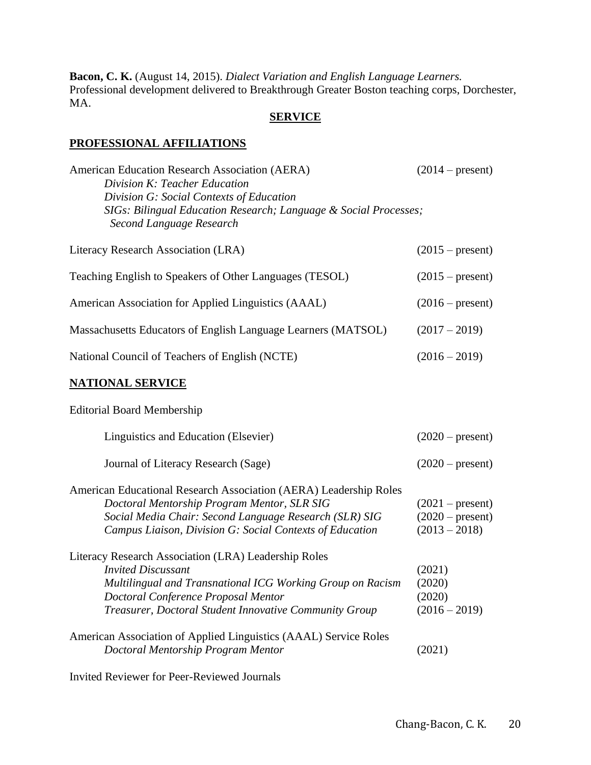**Bacon, C. K.** (August 14, 2015). *Dialect Variation and English Language Learners.* Professional development delivered to Breakthrough Greater Boston teaching corps, Dorchester, MA.

## SERVICE

### PROFESSIONAL AFFILIATIONS

American Education Research Association (AERA) (2014 – present)
*Division K: Teacher Education*
*Division G: Social Contexts of Education*
*SIGs: Bilingual Education Research; Language & Social Processes; Second Language Research*

Literacy Research Association (LRA) (2015 – present)

Teaching English to Speakers of Other Languages (TESOL) (2015 – present)

American Association for Applied Linguistics (AAAL) (2016 – present)

Massachusetts Educators of English Language Learners (MATSOL) (2017 – 2019)

National Council of Teachers of English (NCTE) (2016 – 2019)

### NATIONAL SERVICE

Editorial Board Membership

Linguistics and Education (Elsevier) (2020 – present)

Journal of Literacy Research (Sage) (2020 – present)

American Educational Research Association (AERA) Leadership Roles
*Doctoral Mentorship Program Mentor, SLR SIG* (2021 – present)
*Social Media Chair: Second Language Research (SLR) SIG* (2020 – present)
*Campus Liaison, Division G: Social Contexts of Education* (2013 – 2018)

Literacy Research Association (LRA) Leadership Roles
*Invited Discussant* (2021)
*Multilingual and Transnational ICG Working Group on Racism* (2020)
*Doctoral Conference Proposal Mentor* (2020)
*Treasurer, Doctoral Student Innovative Community Group* (2016 – 2019)

American Association of Applied Linguistics (AAAL) Service Roles
*Doctoral Mentorship Program Mentor* (2021)

Invited Reviewer for Peer-Reviewed Journals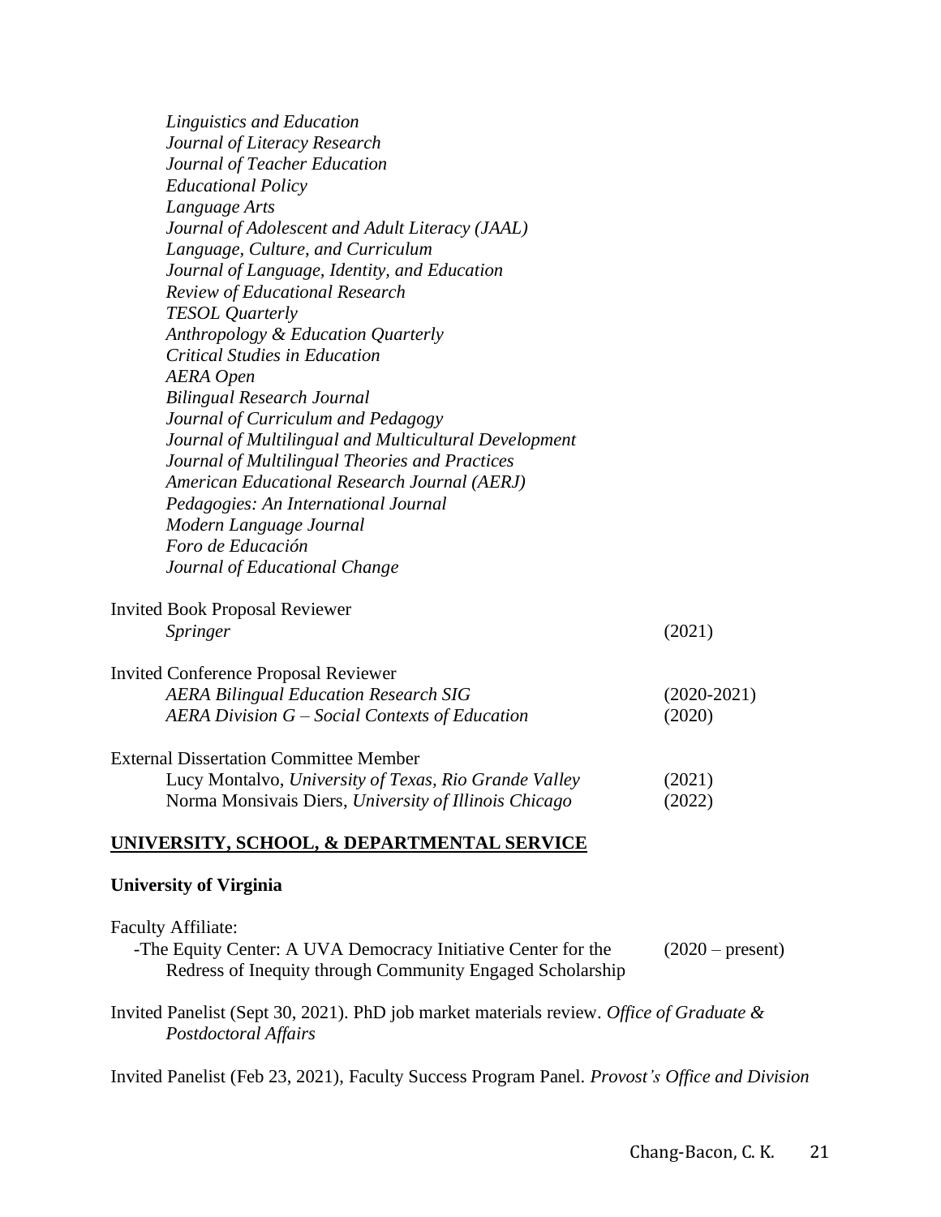*Linguistics and Education*
*Journal of Literacy Research*
*Journal of Teacher Education*
*Educational Policy*
*Language Arts*
*Journal of Adolescent and Adult Literacy (JAAL)*
*Language, Culture, and Curriculum*
*Journal of Language, Identity, and Education*
*Review of Educational Research*
*TESOL Quarterly*
*Anthropology & Education Quarterly*
*Critical Studies in Education*
*AERA Open*
*Bilingual Research Journal*
*Journal of Curriculum and Pedagogy*
*Journal of Multilingual and Multicultural Development*
*Journal of Multilingual Theories and Practices*
*American Educational Research Journal (AERJ)*
*Pedagogies: An International Journal*
*Modern Language Journal*
*Foro de Educación*
*Journal of Educational Change*

Invited Book Proposal Reviewer
*Springer* (2021)

Invited Conference Proposal Reviewer
*AERA Bilingual Education Research SIG* (2020-2021)
*AERA Division G – Social Contexts of Education* (2020)

External Dissertation Committee Member
Lucy Montalvo, *University of Texas, Rio Grande Valley* (2021)
Norma Monsivais Diers, *University of Illinois Chicago* (2022)

## UNIVERSITY, SCHOOL, & DEPARTMENTAL SERVICE

### University of Virginia

Faculty Affiliate:
-The Equity Center: A UVA Democracy Initiative Center for the Redress of Inequity through Community Engaged Scholarship (2020 – present)

Invited Panelist (Sept 30, 2021). PhD job market materials review. *Office of Graduate & Postdoctoral Affairs*

Invited Panelist (Feb 23, 2021), Faculty Success Program Panel. *Provost's Office and Division*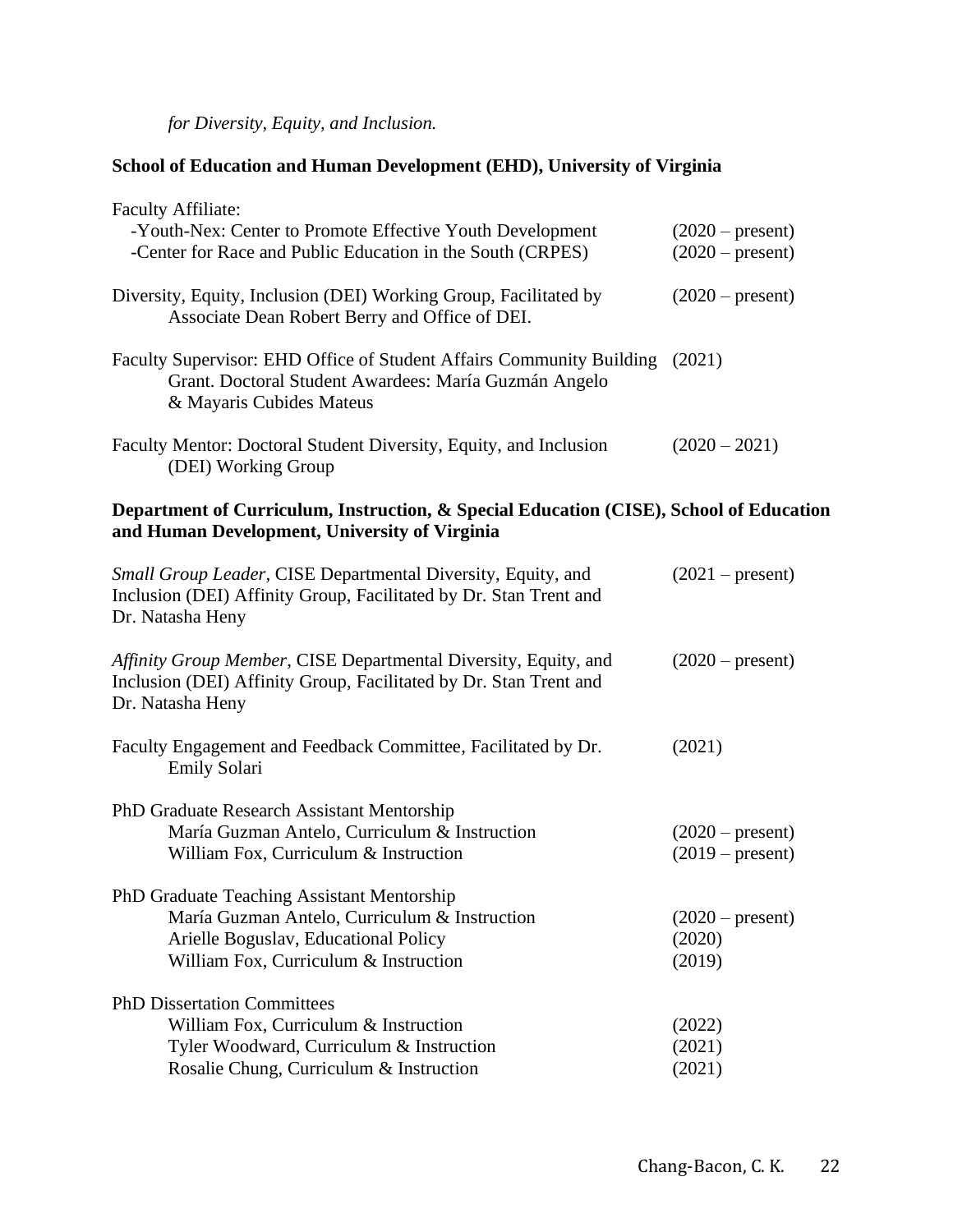*for Diversity, Equity, and Inclusion.*

**School of Education and Human Development (EHD), University of Virginia**

Faculty Affiliate:
- -Youth-Nex: Center to Promote Effective Youth Development (2020 – present)
- -Center for Race and Public Education in the South (CRPES) (2020 – present)

Diversity, Equity, Inclusion (DEI) Working Group, Facilitated by Associate Dean Robert Berry and Office of DEI. (2020 – present)

Faculty Supervisor: EHD Office of Student Affairs Community Building Grant. Doctoral Student Awardees: María Guzmán Angelo & Mayaris Cubides Mateus (2021)

Faculty Mentor: Doctoral Student Diversity, Equity, and Inclusion (DEI) Working Group (2020 – 2021)

**Department of Curriculum, Instruction, & Special Education (CISE), School of Education and Human Development, University of Virginia**

*Small Group Leader*, CISE Departmental Diversity, Equity, and Inclusion (DEI) Affinity Group, Facilitated by Dr. Stan Trent and Dr. Natasha Heny (2021 – present)

*Affinity Group Member*, CISE Departmental Diversity, Equity, and Inclusion (DEI) Affinity Group, Facilitated by Dr. Stan Trent and Dr. Natasha Heny (2020 – present)

Faculty Engagement and Feedback Committee, Facilitated by Dr. Emily Solari (2021)

PhD Graduate Research Assistant Mentorship
- María Guzman Antelo, Curriculum & Instruction (2020 – present)
- William Fox, Curriculum & Instruction (2019 – present)

PhD Graduate Teaching Assistant Mentorship
- María Guzman Antelo, Curriculum & Instruction (2020 – present)
- Arielle Boguslav, Educational Policy (2020)
- William Fox, Curriculum & Instruction (2019)

PhD Dissertation Committees
- William Fox, Curriculum & Instruction (2022)
- Tyler Woodward, Curriculum & Instruction (2021)
- Rosalie Chung, Curriculum & Instruction (2021)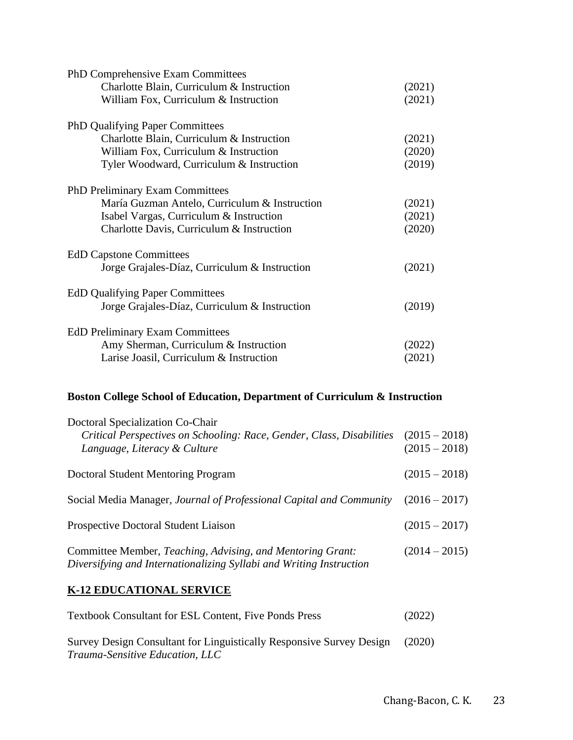PhD Comprehensive Exam Committees

- Charlotte Blain, Curriculum & Instruction (2021)
- William Fox, Curriculum & Instruction (2021)

PhD Qualifying Paper Committees

- Charlotte Blain, Curriculum & Instruction (2021)
- William Fox, Curriculum & Instruction (2020)
- Tyler Woodward, Curriculum & Instruction (2019)

PhD Preliminary Exam Committees

- María Guzman Antelo, Curriculum & Instruction (2021)
- Isabel Vargas, Curriculum & Instruction (2021)
- Charlotte Davis, Curriculum & Instruction (2020)

EdD Capstone Committees

- Jorge Grajales-Díaz, Curriculum & Instruction (2021)

EdD Qualifying Paper Committees

- Jorge Grajales-Díaz, Curriculum & Instruction (2019)

EdD Preliminary Exam Committees

- Amy Sherman, Curriculum & Instruction (2022)
- Larise Joasil, Curriculum & Instruction (2021)

**Boston College School of Education, Department of Curriculum & Instruction**

Doctoral Specialization Co-Chair

- *Critical Perspectives on Schooling: Race, Gender, Class, Disabilities* (2015 – 2018)
- *Language, Literacy & Culture* (2015 – 2018)

Doctoral Student Mentoring Program (2015 – 2018)

Social Media Manager, *Journal of Professional Capital and Community* (2016 – 2017)

Prospective Doctoral Student Liaison (2015 – 2017)

Committee Member, *Teaching, Advising, and Mentoring Grant: Diversifying and Internationalizing Syllabi and Writing Instruction* (2014 – 2015)

## K-12 EDUCATIONAL SERVICE

Textbook Consultant for ESL Content, Five Ponds Press (2022)

Survey Design Consultant for Linguistically Responsive Survey Design (2020)
*Trauma-Sensitive Education, LLC*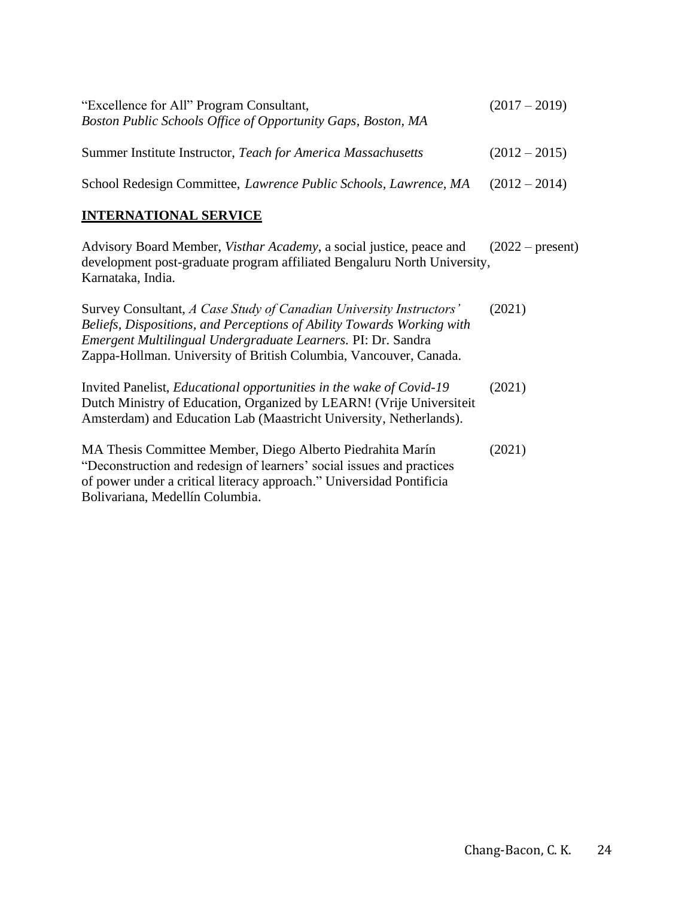"Excellence for All" Program Consultant, (2017 – 2019)
*Boston Public Schools Office of Opportunity Gaps, Boston, MA*

Summer Institute Instructor, *Teach for America Massachusetts* (2012 – 2015)

School Redesign Committee, *Lawrence Public Schools, Lawrence, MA* (2012 – 2014)

## INTERNATIONAL SERVICE

Advisory Board Member, *Visthar Academy*, a social justice, peace and development post-graduate program affiliated Bengaluru North University, Karnataka, India. (2022 – present)

Survey Consultant, *A Case Study of Canadian University Instructors' Beliefs, Dispositions, and Perceptions of Ability Towards Working with Emergent Multilingual Undergraduate Learners.* PI: Dr. Sandra Zappa-Hollman. University of British Columbia, Vancouver, Canada. (2021)

Invited Panelist, *Educational opportunities in the wake of Covid-19* Dutch Ministry of Education, Organized by LEARN! (Vrije Universiteit Amsterdam) and Education Lab (Maastricht University, Netherlands). (2021)

MA Thesis Committee Member, Diego Alberto Piedrahita Marín "Deconstruction and redesign of learners' social issues and practices of power under a critical literacy approach." Universidad Pontificia Bolivariana, Medellín Columbia. (2021)